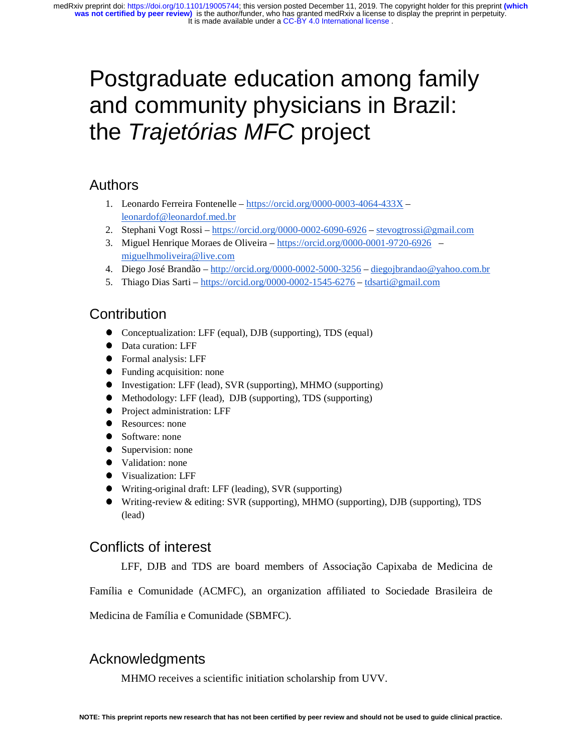# Postgraduate education among family and community physicians in Brazil: the *Trajetórias MFC* project

## Authors

1. Leonardo Ferreira Fontenelle – https://orcid.org/0000-0003-4064-433X – leonardof@leonardof.med.br
2. Stephani Vogt Rossi – https://orcid.org/0000-0002-6090-6926 – stevogtrossi@gmail.com
3. Miguel Henrique Moraes de Oliveira – https://orcid.org/0000-0001-9720-6926 – miguelhmoliveira@live.com
4. Diego José Brandão – http://orcid.org/0000-0002-5000-3256 – diegojbrandao@yahoo.com.br
5. Thiago Dias Sarti – https://orcid.org/0000-0002-1545-6276 – tdsarti@gmail.com

## Contribution

- Conceptualization: LFF (equal), DJB (supporting), TDS (equal)
- Data curation: LFF
- Formal analysis: LFF
- Funding acquisition: none
- Investigation: LFF (lead), SVR (supporting), MHMO (supporting)
- Methodology: LFF (lead), DJB (supporting), TDS (supporting)
- Project administration: LFF
- Resources: none
- Software: none
- Supervision: none
- Validation: none
- Visualization: LFF
- Writing-original draft: LFF (leading), SVR (supporting)
- Writing-review & editing: SVR (supporting), MHMO (supporting), DJB (supporting), TDS (lead)

## Conflicts of interest

LFF, DJB and TDS are board members of Associação Capixaba de Medicina de Família e Comunidade (ACMFC), an organization affiliated to Sociedade Brasileira de Medicina de Família e Comunidade (SBMFC).

## Acknowledgments

MHMO receives a scientific initiation scholarship from UVV.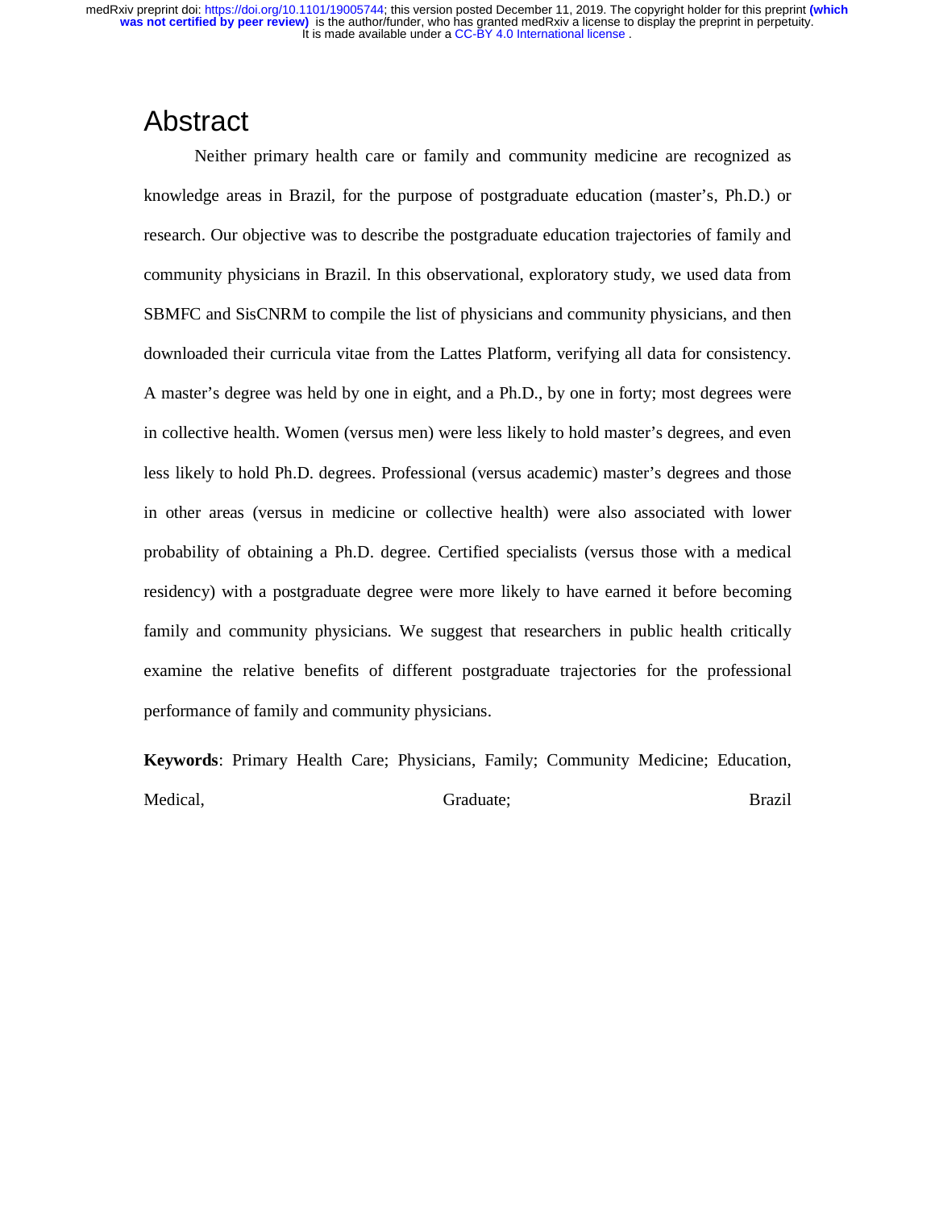# Abstract

Neither primary health care or family and community medicine are recognized as knowledge areas in Brazil, for the purpose of postgraduate education (master's, Ph.D.) or research. Our objective was to describe the postgraduate education trajectories of family and community physicians in Brazil. In this observational, exploratory study, we used data from SBMFC and SisCNRM to compile the list of physicians and community physicians, and then downloaded their curricula vitae from the Lattes Platform, verifying all data for consistency. A master's degree was held by one in eight, and a Ph.D., by one in forty; most degrees were in collective health. Women (versus men) were less likely to hold master's degrees, and even less likely to hold Ph.D. degrees. Professional (versus academic) master's degrees and those in other areas (versus in medicine or collective health) were also associated with lower probability of obtaining a Ph.D. degree. Certified specialists (versus those with a medical residency) with a postgraduate degree were more likely to have earned it before becoming family and community physicians. We suggest that researchers in public health critically examine the relative benefits of different postgraduate trajectories for the professional performance of family and community physicians.

**Keywords**: Primary Health Care; Physicians, Family; Community Medicine; Education, Medical, Graduate; Brazil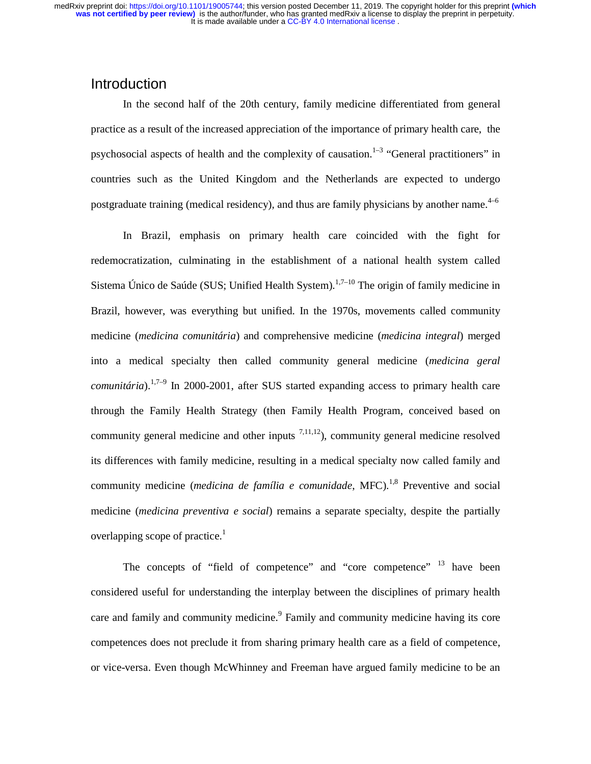## Introduction

In the second half of the 20th century, family medicine differentiated from general practice as a result of the increased appreciation of the importance of primary health care, the psychosocial aspects of health and the complexity of causation.[1–3] "General practitioners" in countries such as the United Kingdom and the Netherlands are expected to undergo postgraduate training (medical residency), and thus are family physicians by another name.[4–6]

In Brazil, emphasis on primary health care coincided with the fight for redemocratization, culminating in the establishment of a national health system called Sistema Único de Saúde (SUS; Unified Health System).[1,7–10] The origin of family medicine in Brazil, however, was everything but unified. In the 1970s, movements called community medicine (*medicina comunitária*) and comprehensive medicine (*medicina integral*) merged into a medical specialty then called community general medicine (*medicina geral comunitária*).[1,7–9] In 2000-2001, after SUS started expanding access to primary health care through the Family Health Strategy (then Family Health Program, conceived based on community general medicine and other inputs [7,11,12]), community general medicine resolved its differences with family medicine, resulting in a medical specialty now called family and community medicine (*medicina de família e comunidade*, MFC).[1,8] Preventive and social medicine (*medicina preventiva e social*) remains a separate specialty, despite the partially overlapping scope of practice.[1]

The concepts of "field of competence" and "core competence" [13] have been considered useful for understanding the interplay between the disciplines of primary health care and family and community medicine.[9] Family and community medicine having its core competences does not preclude it from sharing primary health care as a field of competence, or vice-versa. Even though McWhinney and Freeman have argued family medicine to be an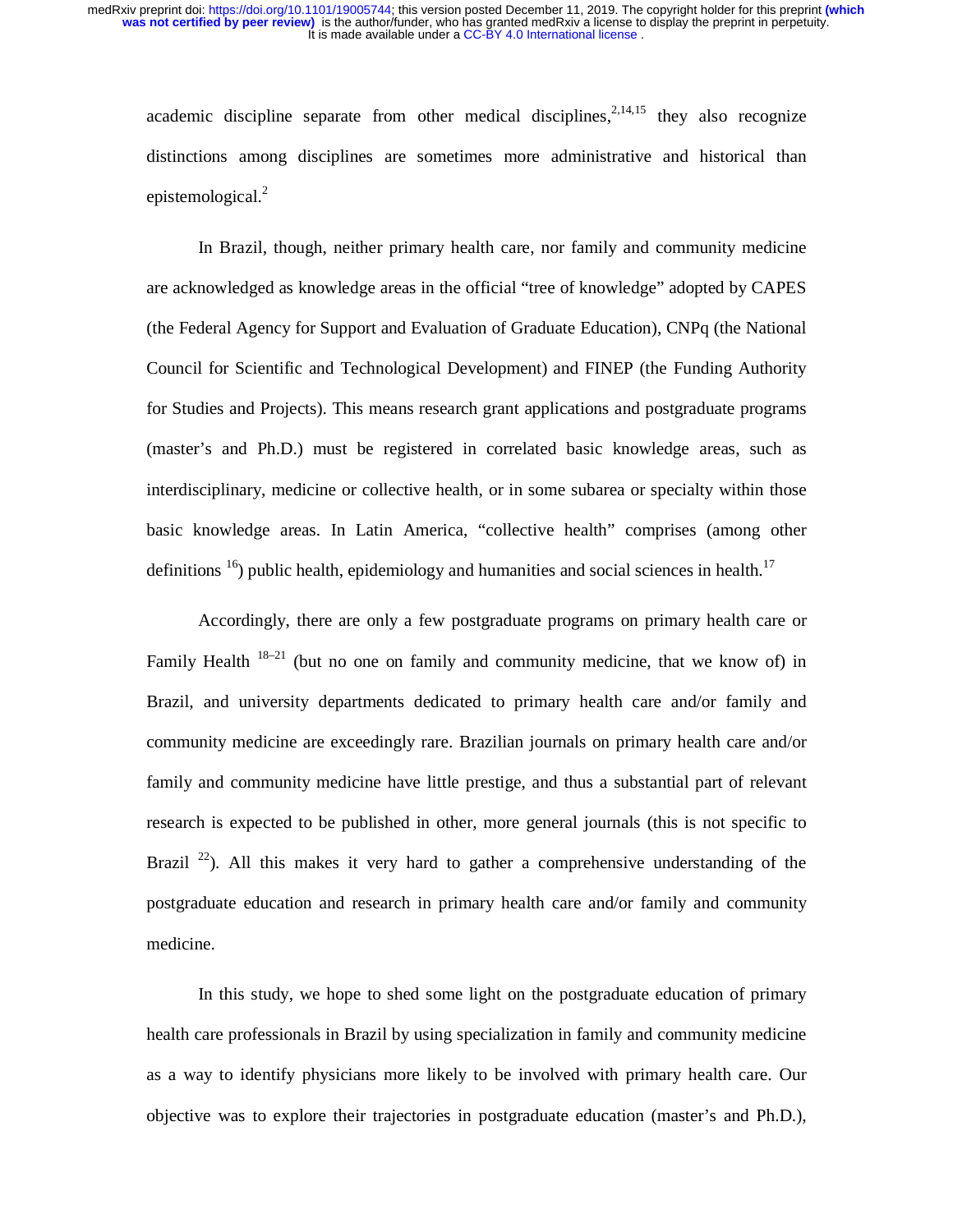academic discipline separate from other medical disciplines,[2,14,15] they also recognize distinctions among disciplines are sometimes more administrative and historical than epistemological.[2]

In Brazil, though, neither primary health care, nor family and community medicine are acknowledged as knowledge areas in the official "tree of knowledge" adopted by CAPES (the Federal Agency for Support and Evaluation of Graduate Education), CNPq (the National Council for Scientific and Technological Development) and FINEP (the Funding Authority for Studies and Projects). This means research grant applications and postgraduate programs (master's and Ph.D.) must be registered in correlated basic knowledge areas, such as interdisciplinary, medicine or collective health, or in some subarea or specialty within those basic knowledge areas. In Latin America, "collective health" comprises (among other definitions [16]) public health, epidemiology and humanities and social sciences in health.[17]

Accordingly, there are only a few postgraduate programs on primary health care or Family Health [18–21] (but no one on family and community medicine, that we know of) in Brazil, and university departments dedicated to primary health care and/or family and community medicine are exceedingly rare. Brazilian journals on primary health care and/or family and community medicine have little prestige, and thus a substantial part of relevant research is expected to be published in other, more general journals (this is not specific to Brazil [22]). All this makes it very hard to gather a comprehensive understanding of the postgraduate education and research in primary health care and/or family and community medicine.

In this study, we hope to shed some light on the postgraduate education of primary health care professionals in Brazil by using specialization in family and community medicine as a way to identify physicians more likely to be involved with primary health care. Our objective was to explore their trajectories in postgraduate education (master's and Ph.D.),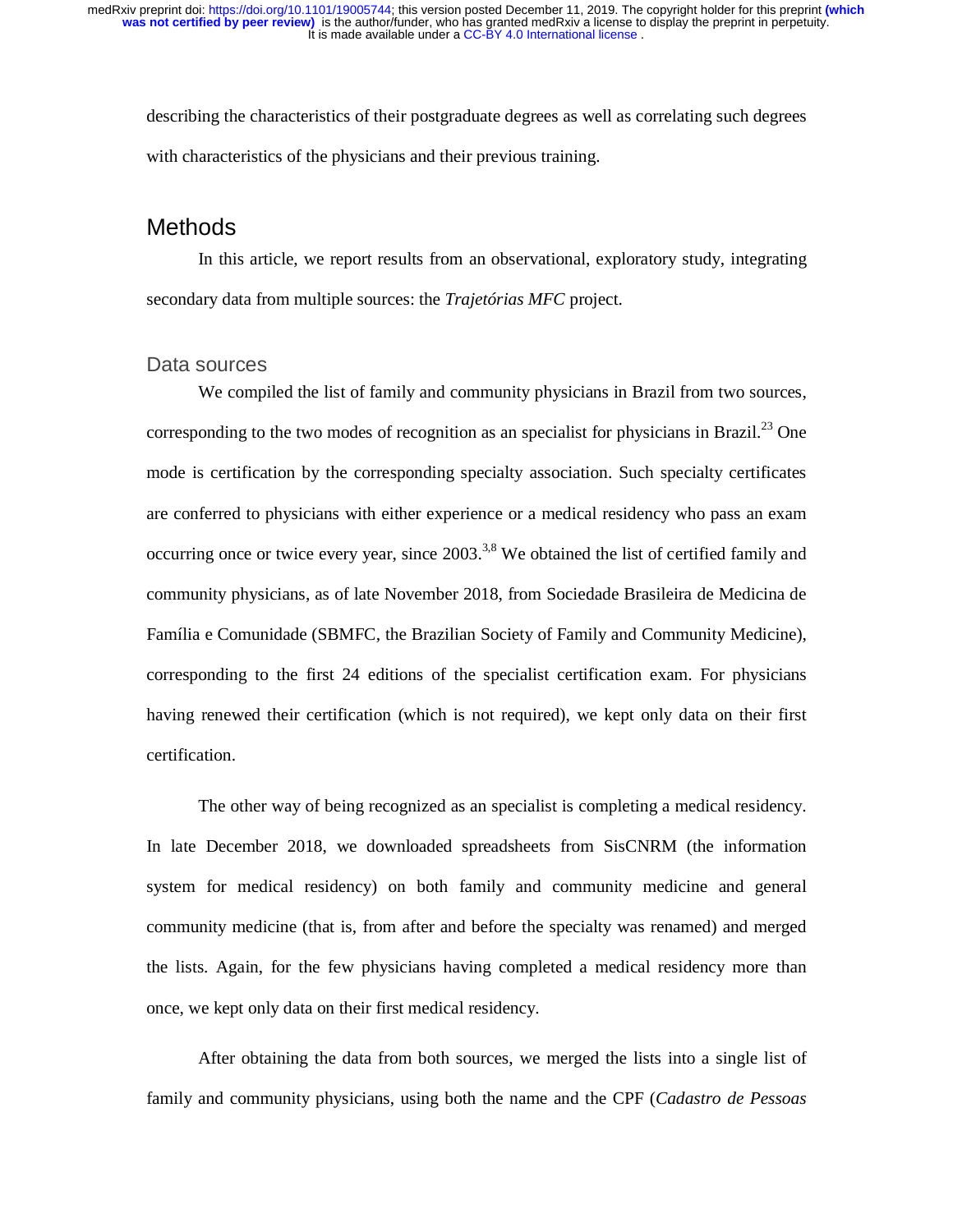describing the characteristics of their postgraduate degrees as well as correlating such degrees with characteristics of the physicians and their previous training.

## Methods

In this article, we report results from an observational, exploratory study, integrating secondary data from multiple sources: the *Trajetórias MFC* project.

### Data sources

We compiled the list of family and community physicians in Brazil from two sources, corresponding to the two modes of recognition as an specialist for physicians in Brazil.[23] One mode is certification by the corresponding specialty association. Such specialty certificates are conferred to physicians with either experience or a medical residency who pass an exam occurring once or twice every year, since 2003.[3,8] We obtained the list of certified family and community physicians, as of late November 2018, from Sociedade Brasileira de Medicina de Família e Comunidade (SBMFC, the Brazilian Society of Family and Community Medicine), corresponding to the first 24 editions of the specialist certification exam. For physicians having renewed their certification (which is not required), we kept only data on their first certification.

The other way of being recognized as an specialist is completing a medical residency. In late December 2018, we downloaded spreadsheets from SisCNRM (the information system for medical residency) on both family and community medicine and general community medicine (that is, from after and before the specialty was renamed) and merged the lists. Again, for the few physicians having completed a medical residency more than once, we kept only data on their first medical residency.

After obtaining the data from both sources, we merged the lists into a single list of family and community physicians, using both the name and the CPF (*Cadastro de Pessoas*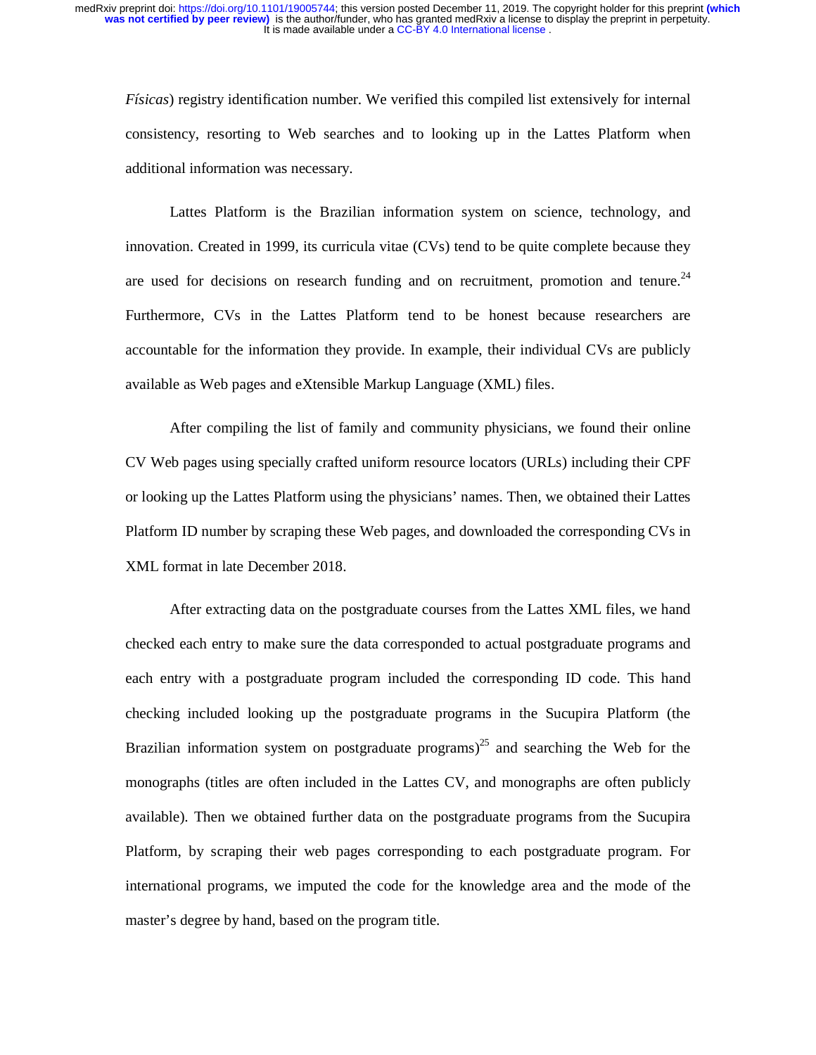*Físicas*) registry identification number. We verified this compiled list extensively for internal consistency, resorting to Web searches and to looking up in the Lattes Platform when additional information was necessary.

Lattes Platform is the Brazilian information system on science, technology, and innovation. Created in 1999, its curricula vitae (CVs) tend to be quite complete because they are used for decisions on research funding and on recruitment, promotion and tenure.[24] Furthermore, CVs in the Lattes Platform tend to be honest because researchers are accountable for the information they provide. In example, their individual CVs are publicly available as Web pages and eXtensible Markup Language (XML) files.

After compiling the list of family and community physicians, we found their online CV Web pages using specially crafted uniform resource locators (URLs) including their CPF or looking up the Lattes Platform using the physicians' names. Then, we obtained their Lattes Platform ID number by scraping these Web pages, and downloaded the corresponding CVs in XML format in late December 2018.

After extracting data on the postgraduate courses from the Lattes XML files, we hand checked each entry to make sure the data corresponded to actual postgraduate programs and each entry with a postgraduate program included the corresponding ID code. This hand checking included looking up the postgraduate programs in the Sucupira Platform (the Brazilian information system on postgraduate programs)[25] and searching the Web for the monographs (titles are often included in the Lattes CV, and monographs are often publicly available). Then we obtained further data on the postgraduate programs from the Sucupira Platform, by scraping their web pages corresponding to each postgraduate program. For international programs, we imputed the code for the knowledge area and the mode of the master's degree by hand, based on the program title.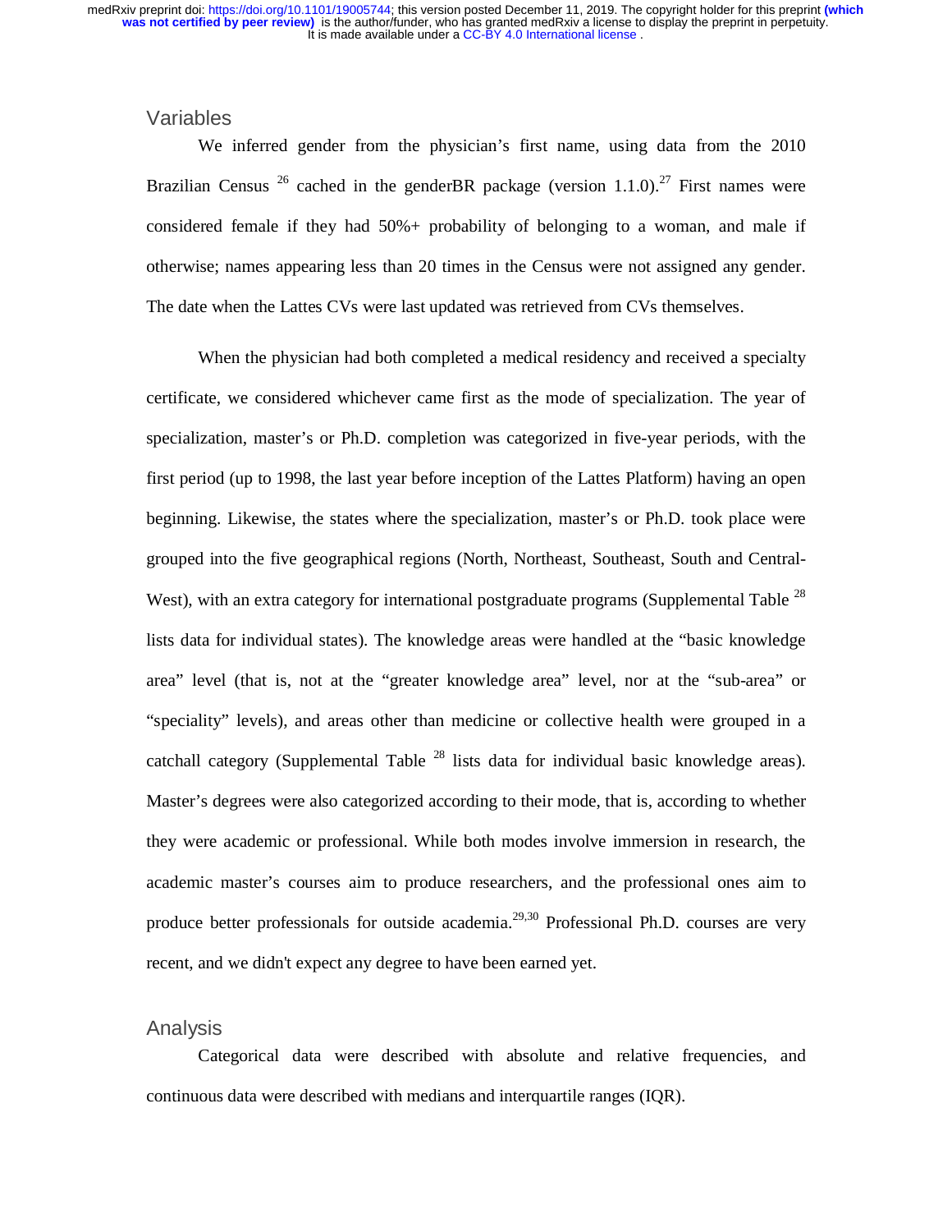## Variables

We inferred gender from the physician's first name, using data from the 2010 Brazilian Census [26] cached in the genderBR package (version 1.1.0).[27] First names were considered female if they had 50%+ probability of belonging to a woman, and male if otherwise; names appearing less than 20 times in the Census were not assigned any gender. The date when the Lattes CVs were last updated was retrieved from CVs themselves.

When the physician had both completed a medical residency and received a specialty certificate, we considered whichever came first as the mode of specialization. The year of specialization, master's or Ph.D. completion was categorized in five-year periods, with the first period (up to 1998, the last year before inception of the Lattes Platform) having an open beginning. Likewise, the states where the specialization, master's or Ph.D. took place were grouped into the five geographical regions (North, Northeast, Southeast, South and Central-West), with an extra category for international postgraduate programs (Supplemental Table [28] lists data for individual states). The knowledge areas were handled at the "basic knowledge area" level (that is, not at the "greater knowledge area" level, nor at the "sub-area" or "speciality" levels), and areas other than medicine or collective health were grouped in a catchall category (Supplemental Table [28] lists data for individual basic knowledge areas). Master's degrees were also categorized according to their mode, that is, according to whether they were academic or professional. While both modes involve immersion in research, the academic master's courses aim to produce researchers, and the professional ones aim to produce better professionals for outside academia.[29,30] Professional Ph.D. courses are very recent, and we didn't expect any degree to have been earned yet.

## Analysis

Categorical data were described with absolute and relative frequencies, and continuous data were described with medians and interquartile ranges (IQR).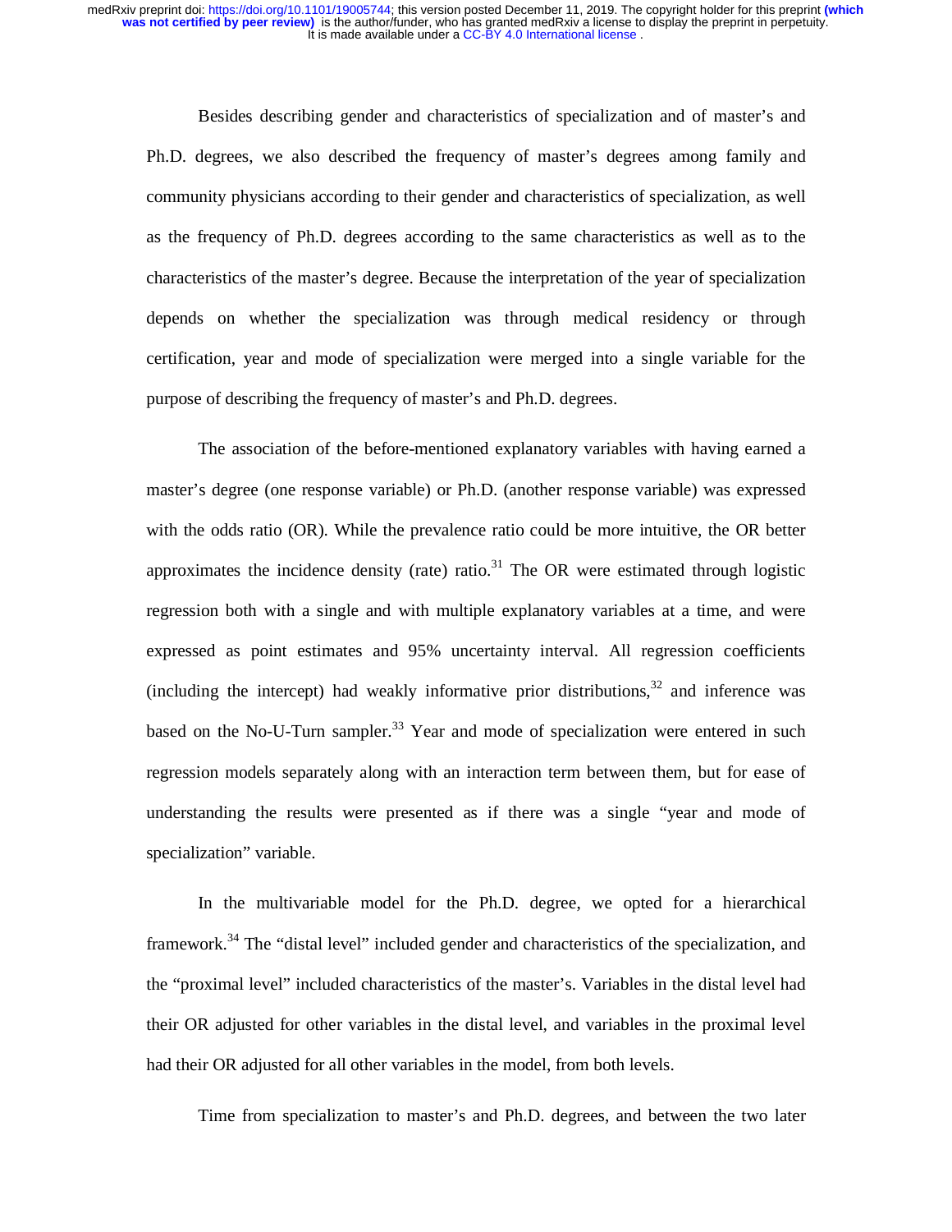Besides describing gender and characteristics of specialization and of master's and Ph.D. degrees, we also described the frequency of master's degrees among family and community physicians according to their gender and characteristics of specialization, as well as the frequency of Ph.D. degrees according to the same characteristics as well as to the characteristics of the master's degree. Because the interpretation of the year of specialization depends on whether the specialization was through medical residency or through certification, year and mode of specialization were merged into a single variable for the purpose of describing the frequency of master's and Ph.D. degrees.

The association of the before-mentioned explanatory variables with having earned a master's degree (one response variable) or Ph.D. (another response variable) was expressed with the odds ratio (OR). While the prevalence ratio could be more intuitive, the OR better approximates the incidence density (rate) ratio.[31] The OR were estimated through logistic regression both with a single and with multiple explanatory variables at a time, and were expressed as point estimates and 95% uncertainty interval. All regression coefficients (including the intercept) had weakly informative prior distributions,[32] and inference was based on the No-U-Turn sampler.[33] Year and mode of specialization were entered in such regression models separately along with an interaction term between them, but for ease of understanding the results were presented as if there was a single "year and mode of specialization" variable.

In the multivariable model for the Ph.D. degree, we opted for a hierarchical framework.[34] The "distal level" included gender and characteristics of the specialization, and the "proximal level" included characteristics of the master's. Variables in the distal level had their OR adjusted for other variables in the distal level, and variables in the proximal level had their OR adjusted for all other variables in the model, from both levels.

Time from specialization to master's and Ph.D. degrees, and between the two later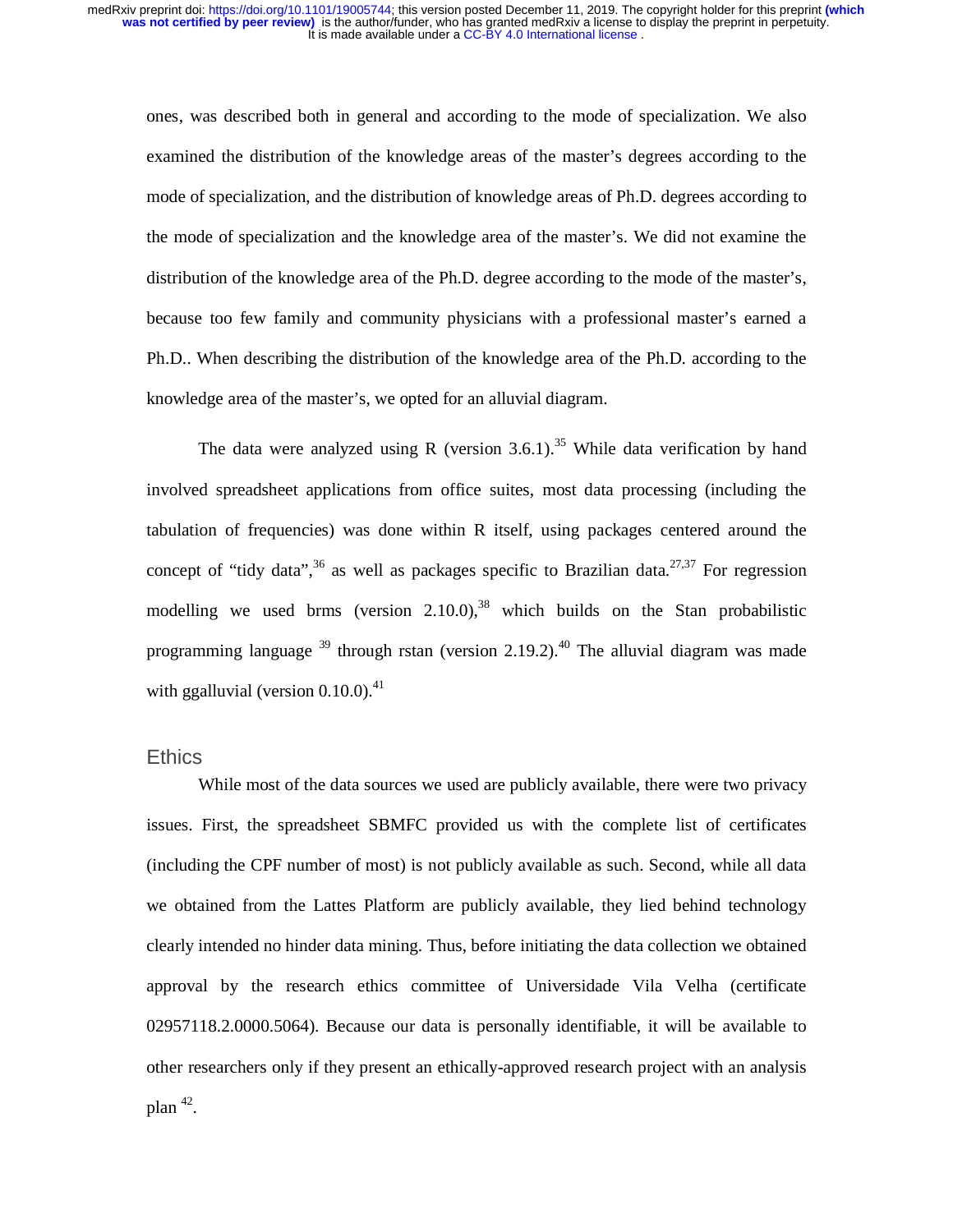ones, was described both in general and according to the mode of specialization. We also examined the distribution of the knowledge areas of the master's degrees according to the mode of specialization, and the distribution of knowledge areas of Ph.D. degrees according to the mode of specialization and the knowledge area of the master's. We did not examine the distribution of the knowledge area of the Ph.D. degree according to the mode of the master's, because too few family and community physicians with a professional master's earned a Ph.D.. When describing the distribution of the knowledge area of the Ph.D. according to the knowledge area of the master's, we opted for an alluvial diagram.

The data were analyzed using R (version 3.6.1).[35] While data verification by hand involved spreadsheet applications from office suites, most data processing (including the tabulation of frequencies) was done within R itself, using packages centered around the concept of "tidy data",[36] as well as packages specific to Brazilian data.[27,37] For regression modelling we used brms (version 2.10.0),[38] which builds on the Stan probabilistic programming language [39] through rstan (version 2.19.2).[40] The alluvial diagram was made with ggalluvial (version 0.10.0).[41]

## Ethics

While most of the data sources we used are publicly available, there were two privacy issues. First, the spreadsheet SBMFC provided us with the complete list of certificates (including the CPF number of most) is not publicly available as such. Second, while all data we obtained from the Lattes Platform are publicly available, they lied behind technology clearly intended no hinder data mining. Thus, before initiating the data collection we obtained approval by the research ethics committee of Universidade Vila Velha (certificate 02957118.2.0000.5064). Because our data is personally identifiable, it will be available to other researchers only if they present an ethically-approved research project with an analysis plan [42].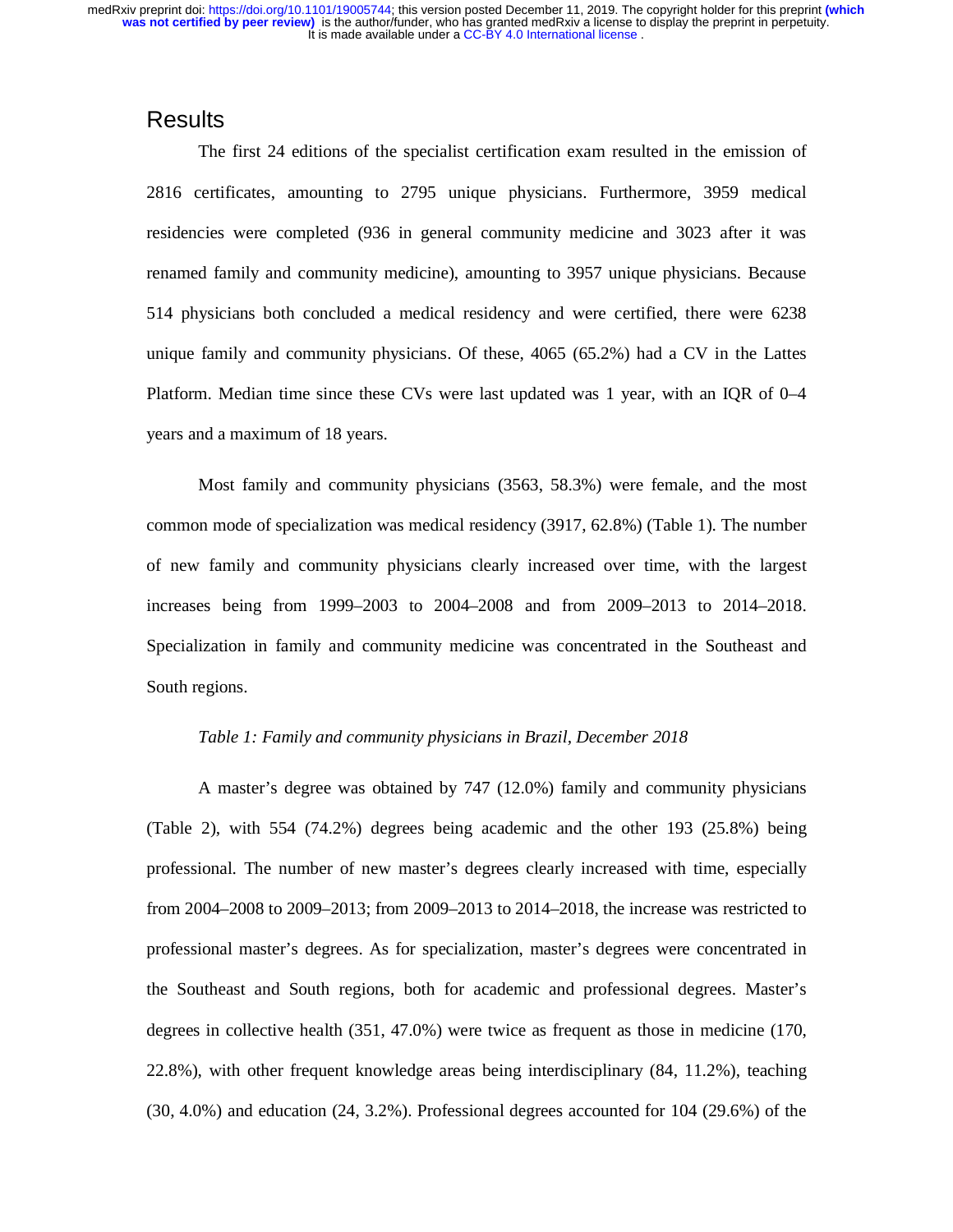## Results

The first 24 editions of the specialist certification exam resulted in the emission of 2816 certificates, amounting to 2795 unique physicians. Furthermore, 3959 medical residencies were completed (936 in general community medicine and 3023 after it was renamed family and community medicine), amounting to 3957 unique physicians. Because 514 physicians both concluded a medical residency and were certified, there were 6238 unique family and community physicians. Of these, 4065 (65.2%) had a CV in the Lattes Platform. Median time since these CVs were last updated was 1 year, with an IQR of 0–4 years and a maximum of 18 years.

Most family and community physicians (3563, 58.3%) were female, and the most common mode of specialization was medical residency (3917, 62.8%) (Table 1). The number of new family and community physicians clearly increased over time, with the largest increases being from 1999–2003 to 2004–2008 and from 2009–2013 to 2014–2018. Specialization in family and community medicine was concentrated in the Southeast and South regions.

*Table 1: Family and community physicians in Brazil, December 2018*

A master's degree was obtained by 747 (12.0%) family and community physicians (Table 2), with 554 (74.2%) degrees being academic and the other 193 (25.8%) being professional. The number of new master's degrees clearly increased with time, especially from 2004–2008 to 2009–2013; from 2009–2013 to 2014–2018, the increase was restricted to professional master's degrees. As for specialization, master's degrees were concentrated in the Southeast and South regions, both for academic and professional degrees. Master's degrees in collective health (351, 47.0%) were twice as frequent as those in medicine (170, 22.8%), with other frequent knowledge areas being interdisciplinary (84, 11.2%), teaching (30, 4.0%) and education (24, 3.2%). Professional degrees accounted for 104 (29.6%) of the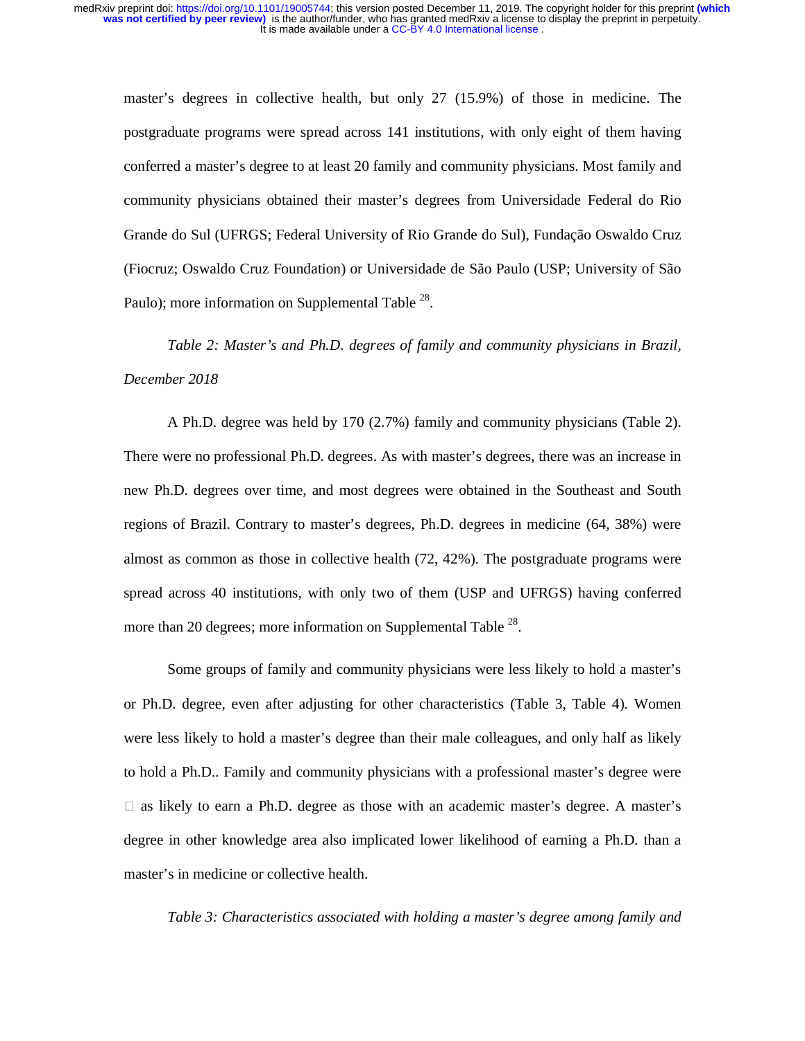master's degrees in collective health, but only 27 (15.9%) of those in medicine. The postgraduate programs were spread across 141 institutions, with only eight of them having conferred a master's degree to at least 20 family and community physicians. Most family and community physicians obtained their master's degrees from Universidade Federal do Rio Grande do Sul (UFRGS; Federal University of Rio Grande do Sul), Fundação Oswaldo Cruz (Fiocruz; Oswaldo Cruz Foundation) or Universidade de São Paulo (USP; University of São Paulo); more information on Supplemental Table [28].

*Table 2: Master's and Ph.D. degrees of family and community physicians in Brazil, December 2018*

A Ph.D. degree was held by 170 (2.7%) family and community physicians (Table 2). There were no professional Ph.D. degrees. As with master's degrees, there was an increase in new Ph.D. degrees over time, and most degrees were obtained in the Southeast and South regions of Brazil. Contrary to master's degrees, Ph.D. degrees in medicine (64, 38%) were almost as common as those in collective health (72, 42%). The postgraduate programs were spread across 40 institutions, with only two of them (USP and UFRGS) having conferred more than 20 degrees; more information on Supplemental Table [28].

Some groups of family and community physicians were less likely to hold a master's or Ph.D. degree, even after adjusting for other characteristics (Table 3, Table 4). Women were less likely to hold a master's degree than their male colleagues, and only half as likely to hold a Ph.D.. Family and community physicians with a professional master's degree were □ as likely to earn a Ph.D. degree as those with an academic master's degree. A master's degree in other knowledge area also implicated lower likelihood of earning a Ph.D. than a master's in medicine or collective health.

*Table 3: Characteristics associated with holding a master's degree among family and*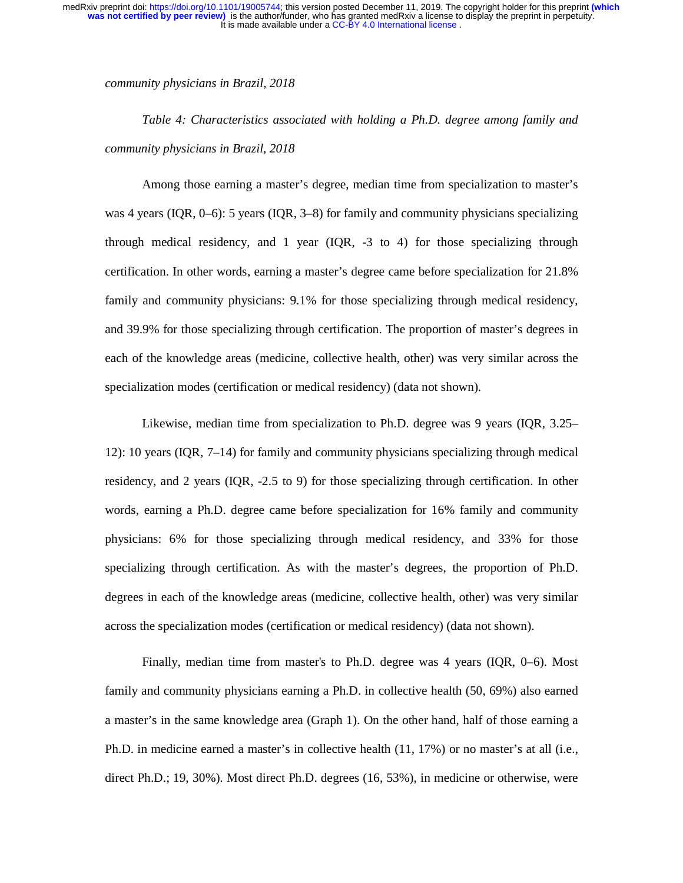*community physicians in Brazil, 2018*

*Table 4: Characteristics associated with holding a Ph.D. degree among family and community physicians in Brazil, 2018*

Among those earning a master's degree, median time from specialization to master's was 4 years (IQR, 0–6): 5 years (IQR, 3–8) for family and community physicians specializing through medical residency, and 1 year (IQR, -3 to 4) for those specializing through certification. In other words, earning a master's degree came before specialization for 21.8% family and community physicians: 9.1% for those specializing through medical residency, and 39.9% for those specializing through certification. The proportion of master's degrees in each of the knowledge areas (medicine, collective health, other) was very similar across the specialization modes (certification or medical residency) (data not shown).

Likewise, median time from specialization to Ph.D. degree was 9 years (IQR, 3.25–12): 10 years (IQR, 7–14) for family and community physicians specializing through medical residency, and 2 years (IQR, -2.5 to 9) for those specializing through certification. In other words, earning a Ph.D. degree came before specialization for 16% family and community physicians: 6% for those specializing through medical residency, and 33% for those specializing through certification. As with the master's degrees, the proportion of Ph.D. degrees in each of the knowledge areas (medicine, collective health, other) was very similar across the specialization modes (certification or medical residency) (data not shown).

Finally, median time from master's to Ph.D. degree was 4 years (IQR, 0–6). Most family and community physicians earning a Ph.D. in collective health (50, 69%) also earned a master's in the same knowledge area (Graph 1). On the other hand, half of those earning a Ph.D. in medicine earned a master's in collective health (11, 17%) or no master's at all (i.e., direct Ph.D.; 19, 30%). Most direct Ph.D. degrees (16, 53%), in medicine or otherwise, were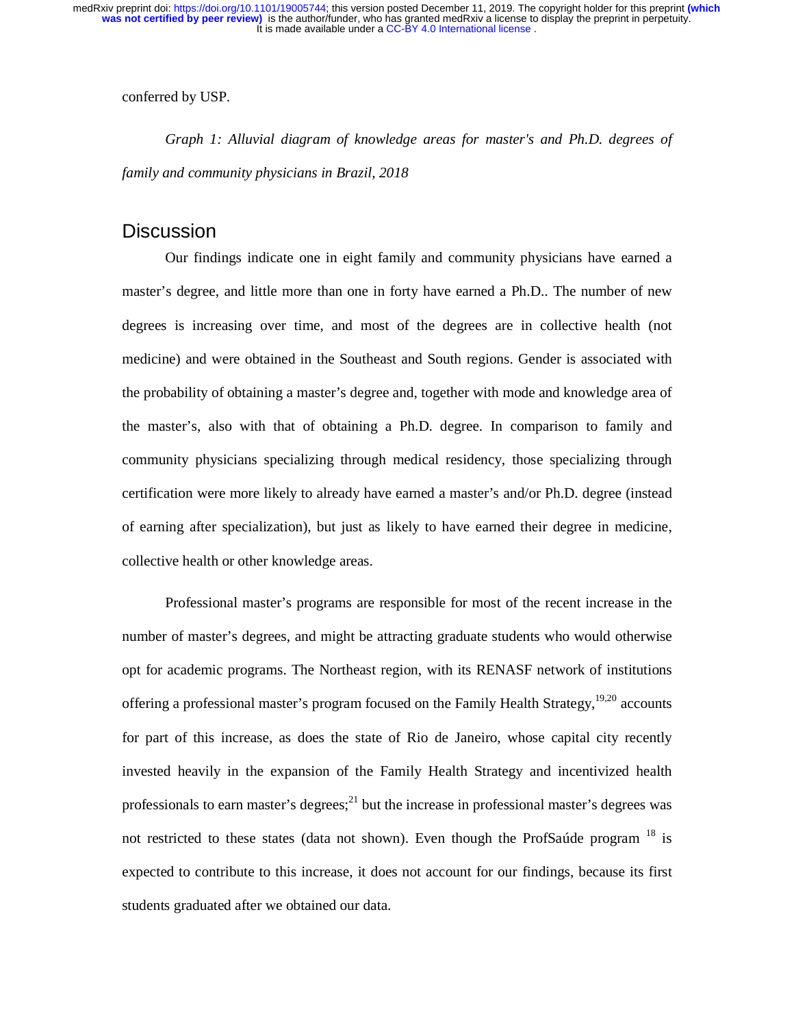conferred by USP.

*Graph 1: Alluvial diagram of knowledge areas for master's and Ph.D. degrees of family and community physicians in Brazil, 2018*

## Discussion

Our findings indicate one in eight family and community physicians have earned a master's degree, and little more than one in forty have earned a Ph.D.. The number of new degrees is increasing over time, and most of the degrees are in collective health (not medicine) and were obtained in the Southeast and South regions. Gender is associated with the probability of obtaining a master's degree and, together with mode and knowledge area of the master's, also with that of obtaining a Ph.D. degree. In comparison to family and community physicians specializing through medical residency, those specializing through certification were more likely to already have earned a master's and/or Ph.D. degree (instead of earning after specialization), but just as likely to have earned their degree in medicine, collective health or other knowledge areas.

Professional master's programs are responsible for most of the recent increase in the number of master's degrees, and might be attracting graduate students who would otherwise opt for academic programs. The Northeast region, with its RENASF network of institutions offering a professional master's program focused on the Family Health Strategy,[19,20] accounts for part of this increase, as does the state of Rio de Janeiro, whose capital city recently invested heavily in the expansion of the Family Health Strategy and incentivized health professionals to earn master's degrees;[21] but the increase in professional master's degrees was not restricted to these states (data not shown). Even though the ProfSaúde program [18] is expected to contribute to this increase, it does not account for our findings, because its first students graduated after we obtained our data.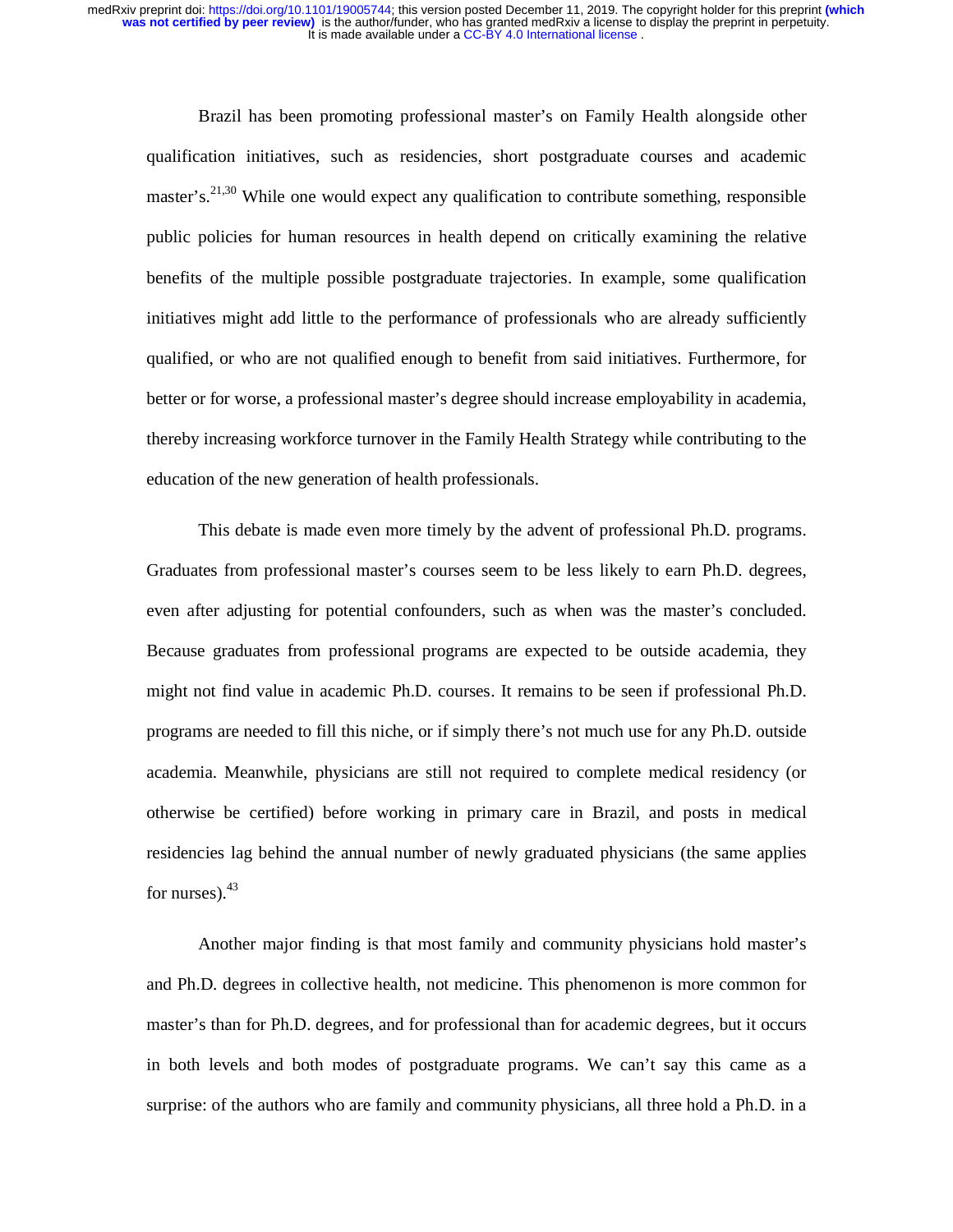Brazil has been promoting professional master's on Family Health alongside other qualification initiatives, such as residencies, short postgraduate courses and academic master's.[21,30] While one would expect any qualification to contribute something, responsible public policies for human resources in health depend on critically examining the relative benefits of the multiple possible postgraduate trajectories. In example, some qualification initiatives might add little to the performance of professionals who are already sufficiently qualified, or who are not qualified enough to benefit from said initiatives. Furthermore, for better or for worse, a professional master's degree should increase employability in academia, thereby increasing workforce turnover in the Family Health Strategy while contributing to the education of the new generation of health professionals.

This debate is made even more timely by the advent of professional Ph.D. programs. Graduates from professional master's courses seem to be less likely to earn Ph.D. degrees, even after adjusting for potential confounders, such as when was the master's concluded. Because graduates from professional programs are expected to be outside academia, they might not find value in academic Ph.D. courses. It remains to be seen if professional Ph.D. programs are needed to fill this niche, or if simply there's not much use for any Ph.D. outside academia. Meanwhile, physicians are still not required to complete medical residency (or otherwise be certified) before working in primary care in Brazil, and posts in medical residencies lag behind the annual number of newly graduated physicians (the same applies for nurses).[43]

Another major finding is that most family and community physicians hold master's and Ph.D. degrees in collective health, not medicine. This phenomenon is more common for master's than for Ph.D. degrees, and for professional than for academic degrees, but it occurs in both levels and both modes of postgraduate programs. We can't say this came as a surprise: of the authors who are family and community physicians, all three hold a Ph.D. in a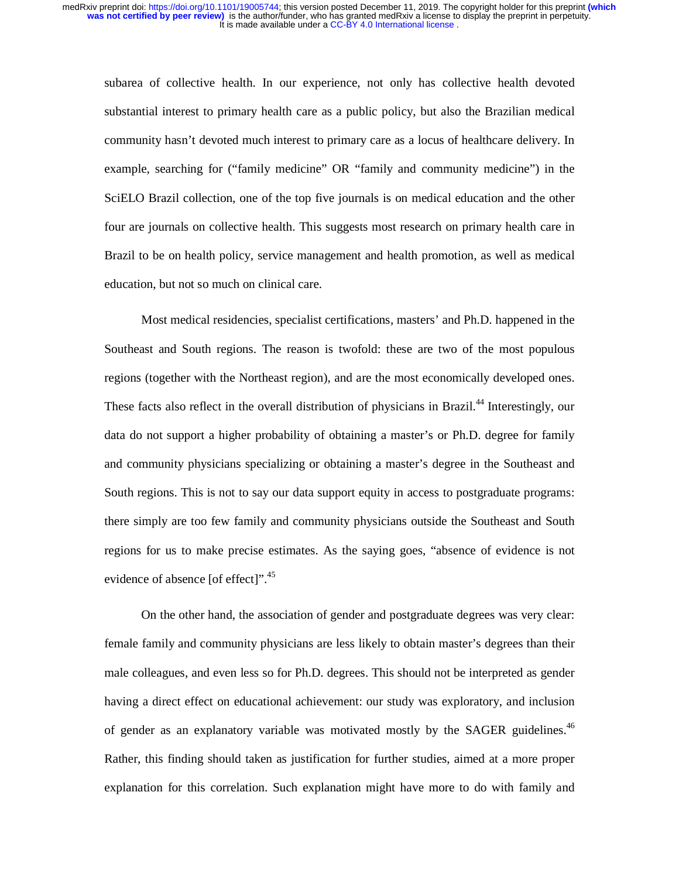subarea of collective health. In our experience, not only has collective health devoted substantial interest to primary health care as a public policy, but also the Brazilian medical community hasn't devoted much interest to primary care as a locus of healthcare delivery. In example, searching for ("family medicine" OR "family and community medicine") in the SciELO Brazil collection, one of the top five journals is on medical education and the other four are journals on collective health. This suggests most research on primary health care in Brazil to be on health policy, service management and health promotion, as well as medical education, but not so much on clinical care.

Most medical residencies, specialist certifications, masters' and Ph.D. happened in the Southeast and South regions. The reason is twofold: these are two of the most populous regions (together with the Northeast region), and are the most economically developed ones. These facts also reflect in the overall distribution of physicians in Brazil.[44] Interestingly, our data do not support a higher probability of obtaining a master's or Ph.D. degree for family and community physicians specializing or obtaining a master's degree in the Southeast and South regions. This is not to say our data support equity in access to postgraduate programs: there simply are too few family and community physicians outside the Southeast and South regions for us to make precise estimates. As the saying goes, "absence of evidence is not evidence of absence [of effect]".[45]

On the other hand, the association of gender and postgraduate degrees was very clear: female family and community physicians are less likely to obtain master's degrees than their male colleagues, and even less so for Ph.D. degrees. This should not be interpreted as gender having a direct effect on educational achievement: our study was exploratory, and inclusion of gender as an explanatory variable was motivated mostly by the SAGER guidelines.[46] Rather, this finding should taken as justification for further studies, aimed at a more proper explanation for this correlation. Such explanation might have more to do with family and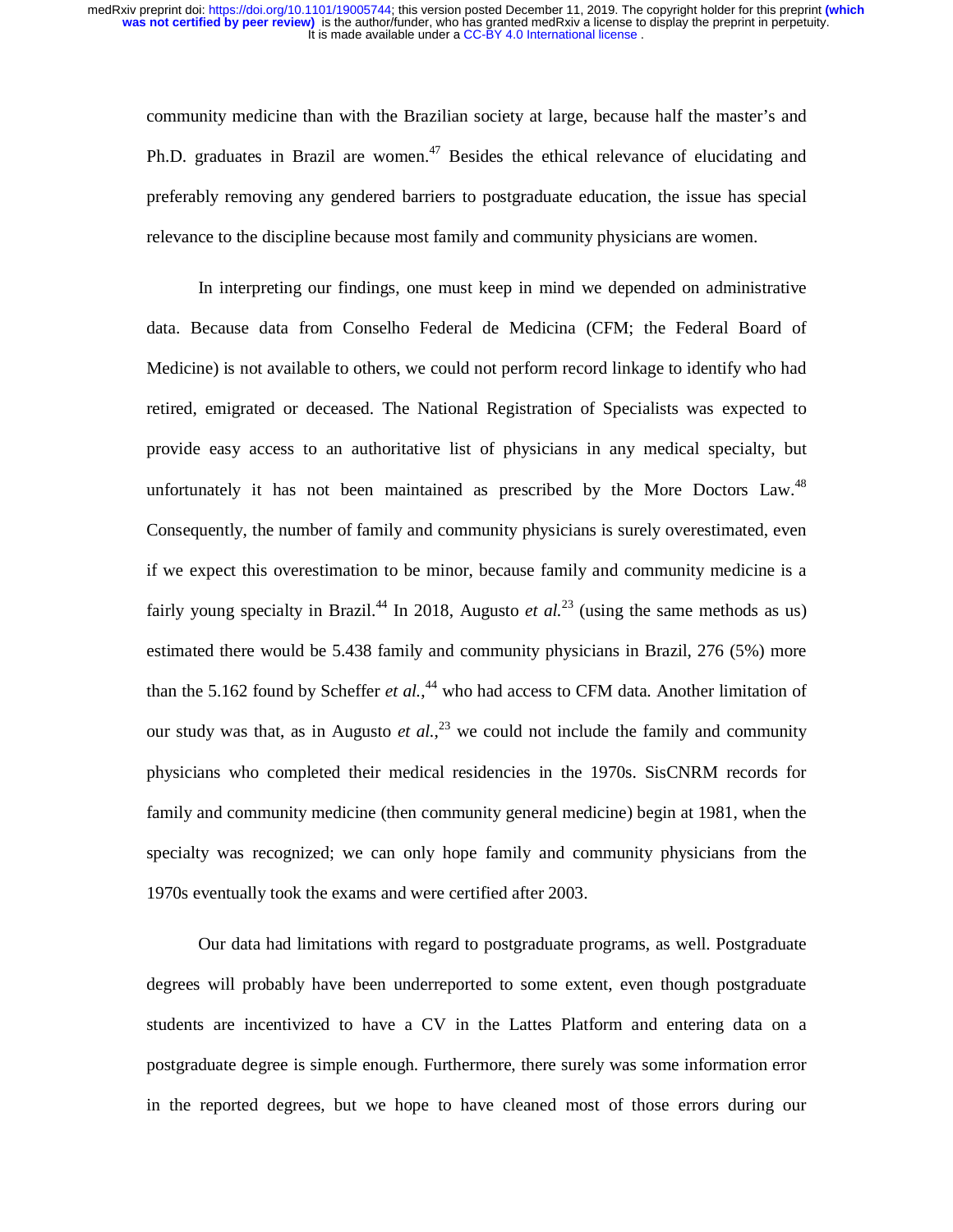community medicine than with the Brazilian society at large, because half the master's and Ph.D. graduates in Brazil are women.[47] Besides the ethical relevance of elucidating and preferably removing any gendered barriers to postgraduate education, the issue has special relevance to the discipline because most family and community physicians are women.

In interpreting our findings, one must keep in mind we depended on administrative data. Because data from Conselho Federal de Medicina (CFM; the Federal Board of Medicine) is not available to others, we could not perform record linkage to identify who had retired, emigrated or deceased. The National Registration of Specialists was expected to provide easy access to an authoritative list of physicians in any medical specialty, but unfortunately it has not been maintained as prescribed by the More Doctors Law.[48] Consequently, the number of family and community physicians is surely overestimated, even if we expect this overestimation to be minor, because family and community medicine is a fairly young specialty in Brazil.[44] In 2018, Augusto *et al.*[23] (using the same methods as us) estimated there would be 5.438 family and community physicians in Brazil, 276 (5%) more than the 5.162 found by Scheffer *et al.*,[44] who had access to CFM data. Another limitation of our study was that, as in Augusto *et al.*,[23] we could not include the family and community physicians who completed their medical residencies in the 1970s. SisCNRM records for family and community medicine (then community general medicine) begin at 1981, when the specialty was recognized; we can only hope family and community physicians from the 1970s eventually took the exams and were certified after 2003.

Our data had limitations with regard to postgraduate programs, as well. Postgraduate degrees will probably have been underreported to some extent, even though postgraduate students are incentivized to have a CV in the Lattes Platform and entering data on a postgraduate degree is simple enough. Furthermore, there surely was some information error in the reported degrees, but we hope to have cleaned most of those errors during our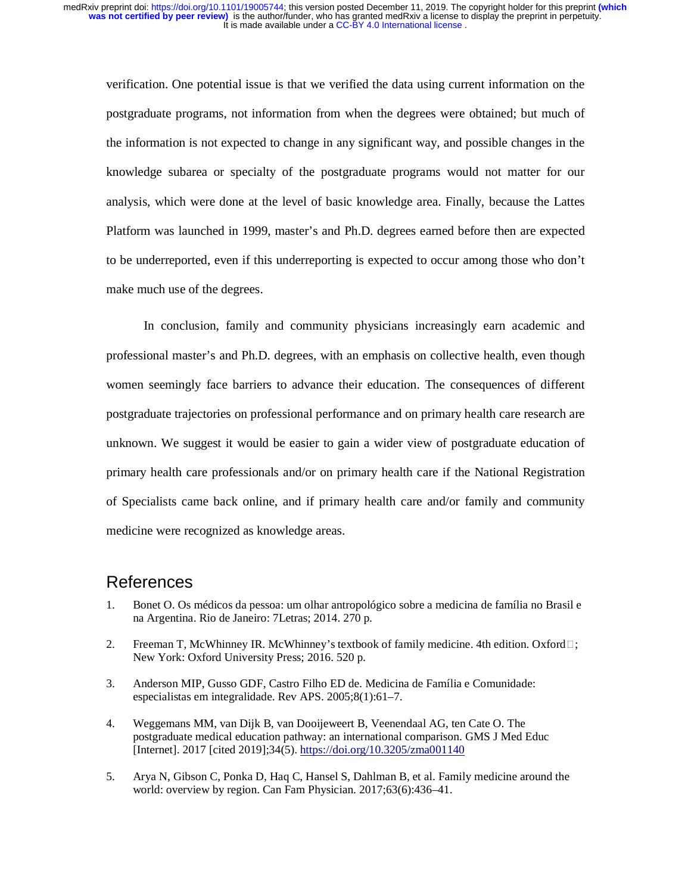verification. One potential issue is that we verified the data using current information on the postgraduate programs, not information from when the degrees were obtained; but much of the information is not expected to change in any significant way, and possible changes in the knowledge subarea or specialty of the postgraduate programs would not matter for our analysis, which were done at the level of basic knowledge area. Finally, because the Lattes Platform was launched in 1999, master's and Ph.D. degrees earned before then are expected to be underreported, even if this underreporting is expected to occur among those who don't make much use of the degrees.

In conclusion, family and community physicians increasingly earn academic and professional master's and Ph.D. degrees, with an emphasis on collective health, even though women seemingly face barriers to advance their education. The consequences of different postgraduate trajectories on professional performance and on primary health care research are unknown. We suggest it would be easier to gain a wider view of postgraduate education of primary health care professionals and/or on primary health care if the National Registration of Specialists came back online, and if primary health care and/or family and community medicine were recognized as knowledge areas.

# References

1. Bonet O. Os médicos da pessoa: um olhar antropológico sobre a medicina de família no Brasil e na Argentina. Rio de Janeiro: 7Letras; 2014. 270 p.

2. Freeman T, McWhinney IR. McWhinney's textbook of family medicine. 4th edition. Oxford ; New York: Oxford University Press; 2016. 520 p.

3. Anderson MIP, Gusso GDF, Castro Filho ED de. Medicina de Família e Comunidade: especialistas em integralidade. Rev APS. 2005;8(1):61–7.

4. Weggemans MM, van Dijk B, van Dooijeweert B, Veenendaal AG, ten Cate O. The postgraduate medical education pathway: an international comparison. GMS J Med Educ [Internet]. 2017 [cited 2019];34(5). https://doi.org/10.3205/zma001140

5. Arya N, Gibson C, Ponka D, Haq C, Hansel S, Dahlman B, et al. Family medicine around the world: overview by region. Can Fam Physician. 2017;63(6):436–41.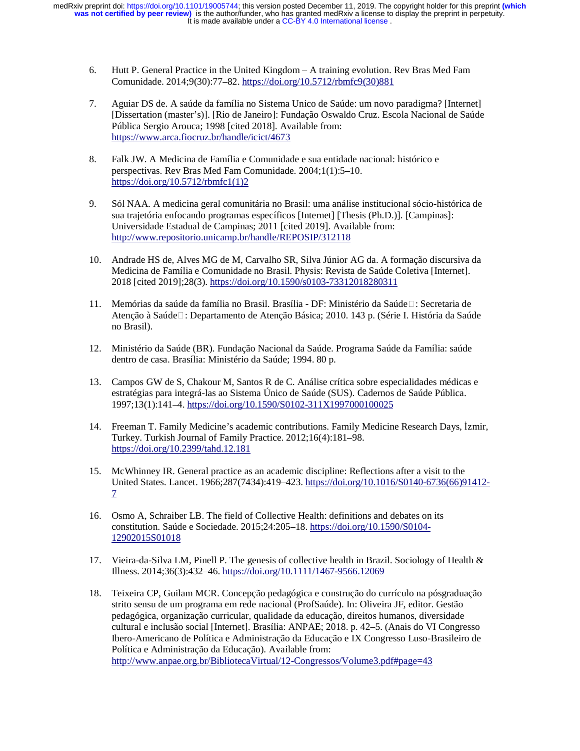6. Hutt P. General Practice in the United Kingdom – A training evolution. Rev Bras Med Fam Comunidade. 2014;9(30):77–82. https://doi.org/10.5712/rbmfc9(30)881

7. Aguiar DS de. A saúde da família no Sistema Unico de Saúde: um novo paradigma? [Internet] [Dissertation (master's)]. [Rio de Janeiro]: Fundação Oswaldo Cruz. Escola Nacional de Saúde Pública Sergio Arouca; 1998 [cited 2018]. Available from: https://www.arca.fiocruz.br/handle/icict/4673

8. Falk JW. A Medicina de Família e Comunidade e sua entidade nacional: histórico e perspectivas. Rev Bras Med Fam Comunidade. 2004;1(1):5–10. https://doi.org/10.5712/rbmfc1(1)2

9. Sól NAA. A medicina geral comunitária no Brasil: uma análise institucional sócio-histórica de sua trajetória enfocando programas específicos [Internet] [Thesis (Ph.D.)]. [Campinas]: Universidade Estadual de Campinas; 2011 [cited 2019]. Available from: http://www.repositorio.unicamp.br/handle/REPOSIP/312118

10. Andrade HS de, Alves MG de M, Carvalho SR, Silva Júnior AG da. A formação discursiva da Medicina de Família e Comunidade no Brasil. Physis: Revista de Saúde Coletiva [Internet]. 2018 [cited 2019];28(3). https://doi.org/10.1590/s0103-73312018280311

11. Memórias da saúde da família no Brasil. Brasília - DF: Ministério da Saúde : Secretaria de Atenção à Saúde : Departamento de Atenção Básica; 2010. 143 p. (Série I. História da Saúde no Brasil).

12. Ministério da Saúde (BR). Fundação Nacional da Saúde. Programa Saúde da Família: saúde dentro de casa. Brasília: Ministério da Saúde; 1994. 80 p.

13. Campos GW de S, Chakour M, Santos R de C. Análise crítica sobre especialidades médicas e estratégias para integrá-las ao Sistema Único de Saúde (SUS). Cadernos de Saúde Pública. 1997;13(1):141–4. https://doi.org/10.1590/S0102-311X1997000100025

14. Freeman T. Family Medicine's academic contributions. Family Medicine Research Days, İzmir, Turkey. Turkish Journal of Family Practice. 2012;16(4):181–98. https://doi.org/10.2399/tahd.12.181

15. McWhinney IR. General practice as an academic discipline: Reflections after a visit to the United States. Lancet. 1966;287(7434):419–423. https://doi.org/10.1016/S0140-6736(66)91412-7

16. Osmo A, Schraiber LB. The field of Collective Health: definitions and debates on its constitution. Saúde e Sociedade. 2015;24:205–18. https://doi.org/10.1590/S0104-12902015S01018

17. Vieira-da-Silva LM, Pinell P. The genesis of collective health in Brazil. Sociology of Health & Illness. 2014;36(3):432–46. https://doi.org/10.1111/1467-9566.12069

18. Teixeira CP, Guilam MCR. Concepção pedagógica e construção do currículo na pósgraduação strito sensu de um programa em rede nacional (ProfSaúde). In: Oliveira JF, editor. Gestão pedagógica, organização curricular, qualidade da educação, direitos humanos, diversidade cultural e inclusão social [Internet]. Brasília: ANPAE; 2018. p. 42–5. (Anais do VI Congresso Ibero-Americano de Política e Administração da Educação e IX Congresso Luso-Brasileiro de Política e Administração da Educação). Available from: http://www.anpae.org.br/BibliotecaVirtual/12-Congressos/Volume3.pdf#page=43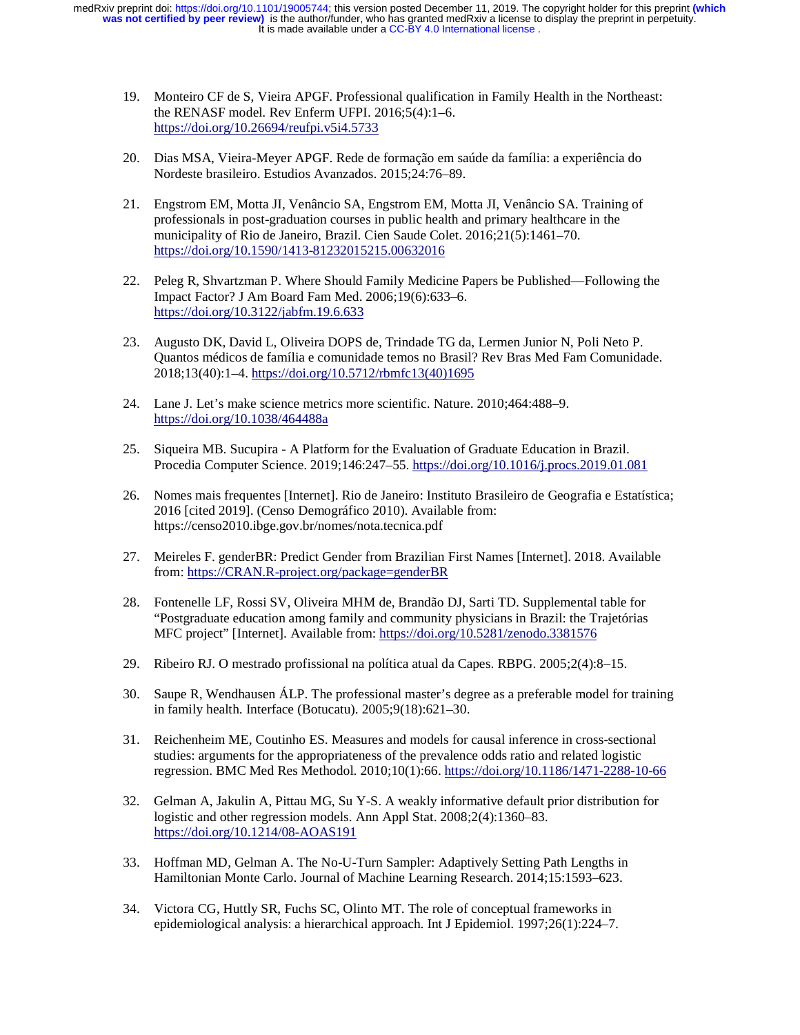19. Monteiro CF de S, Vieira APGF. Professional qualification in Family Health in the Northeast: the RENASF model. Rev Enferm UFPI. 2016;5(4):1–6. https://doi.org/10.26694/reufpi.v5i4.5733

20. Dias MSA, Vieira-Meyer APGF. Rede de formação em saúde da família: a experiência do Nordeste brasileiro. Estudios Avanzados. 2015;24:76–89.

21. Engstrom EM, Motta JI, Venâncio SA, Engstrom EM, Motta JI, Venâncio SA. Training of professionals in post-graduation courses in public health and primary healthcare in the municipality of Rio de Janeiro, Brazil. Cien Saude Colet. 2016;21(5):1461–70. https://doi.org/10.1590/1413-81232015215.00632016

22. Peleg R, Shvartzman P. Where Should Family Medicine Papers be Published—Following the Impact Factor? J Am Board Fam Med. 2006;19(6):633–6. https://doi.org/10.3122/jabfm.19.6.633

23. Augusto DK, David L, Oliveira DOPS de, Trindade TG da, Lermen Junior N, Poli Neto P. Quantos médicos de família e comunidade temos no Brasil? Rev Bras Med Fam Comunidade. 2018;13(40):1–4. https://doi.org/10.5712/rbmfc13(40)1695

24. Lane J. Let's make science metrics more scientific. Nature. 2010;464:488–9. https://doi.org/10.1038/464488a

25. Siqueira MB. Sucupira - A Platform for the Evaluation of Graduate Education in Brazil. Procedia Computer Science. 2019;146:247–55. https://doi.org/10.1016/j.procs.2019.01.081

26. Nomes mais frequentes [Internet]. Rio de Janeiro: Instituto Brasileiro de Geografia e Estatística; 2016 [cited 2019]. (Censo Demográfico 2010). Available from: https://censo2010.ibge.gov.br/nomes/nota.tecnica.pdf

27. Meireles F. genderBR: Predict Gender from Brazilian First Names [Internet]. 2018. Available from: https://CRAN.R-project.org/package=genderBR

28. Fontenelle LF, Rossi SV, Oliveira MHM de, Brandão DJ, Sarti TD. Supplemental table for "Postgraduate education among family and community physicians in Brazil: the Trajetórias MFC project" [Internet]. Available from: https://doi.org/10.5281/zenodo.3381576

29. Ribeiro RJ. O mestrado profissional na política atual da Capes. RBPG. 2005;2(4):8–15.

30. Saupe R, Wendhausen ÁLP. The professional master's degree as a preferable model for training in family health. Interface (Botucatu). 2005;9(18):621–30.

31. Reichenheim ME, Coutinho ES. Measures and models for causal inference in cross-sectional studies: arguments for the appropriateness of the prevalence odds ratio and related logistic regression. BMC Med Res Methodol. 2010;10(1):66. https://doi.org/10.1186/1471-2288-10-66

32. Gelman A, Jakulin A, Pittau MG, Su Y-S. A weakly informative default prior distribution for logistic and other regression models. Ann Appl Stat. 2008;2(4):1360–83. https://doi.org/10.1214/08-AOAS191

33. Hoffman MD, Gelman A. The No-U-Turn Sampler: Adaptively Setting Path Lengths in Hamiltonian Monte Carlo. Journal of Machine Learning Research. 2014;15:1593–623.

34. Victora CG, Huttly SR, Fuchs SC, Olinto MT. The role of conceptual frameworks in epidemiological analysis: a hierarchical approach. Int J Epidemiol. 1997;26(1):224–7.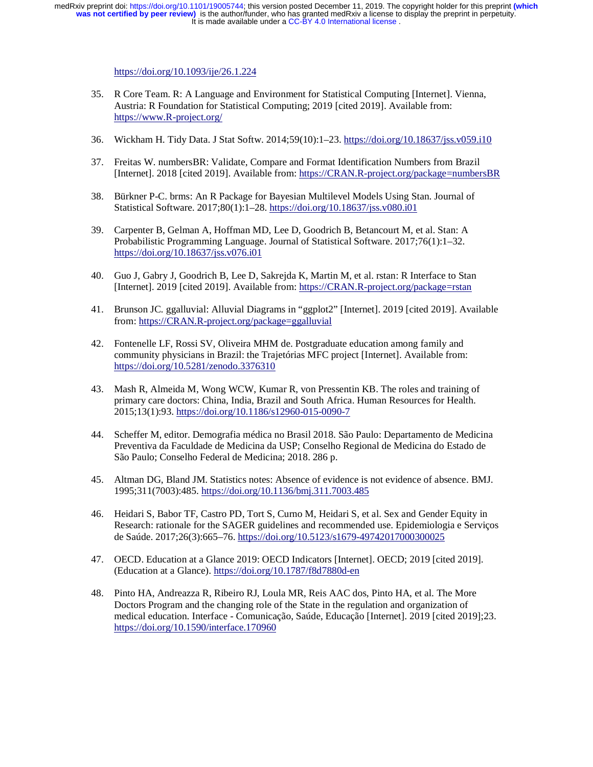https://doi.org/10.1093/ije/26.1.224

35. R Core Team. R: A Language and Environment for Statistical Computing [Internet]. Vienna, Austria: R Foundation for Statistical Computing; 2019 [cited 2019]. Available from: https://www.R-project.org/

36. Wickham H. Tidy Data. J Stat Softw. 2014;59(10):1–23. https://doi.org/10.18637/jss.v059.i10

37. Freitas W. numbersBR: Validate, Compare and Format Identification Numbers from Brazil [Internet]. 2018 [cited 2019]. Available from: https://CRAN.R-project.org/package=numbersBR

38. Bürkner P-C. brms: An R Package for Bayesian Multilevel Models Using Stan. Journal of Statistical Software. 2017;80(1):1–28. https://doi.org/10.18637/jss.v080.i01

39. Carpenter B, Gelman A, Hoffman MD, Lee D, Goodrich B, Betancourt M, et al. Stan: A Probabilistic Programming Language. Journal of Statistical Software. 2017;76(1):1–32. https://doi.org/10.18637/jss.v076.i01

40. Guo J, Gabry J, Goodrich B, Lee D, Sakrejda K, Martin M, et al. rstan: R Interface to Stan [Internet]. 2019 [cited 2019]. Available from: https://CRAN.R-project.org/package=rstan

41. Brunson JC. ggalluvial: Alluvial Diagrams in "ggplot2" [Internet]. 2019 [cited 2019]. Available from: https://CRAN.R-project.org/package=ggalluvial

42. Fontenelle LF, Rossi SV, Oliveira MHM de. Postgraduate education among family and community physicians in Brazil: the Trajetórias MFC project [Internet]. Available from: https://doi.org/10.5281/zenodo.3376310

43. Mash R, Almeida M, Wong WCW, Kumar R, von Pressentin KB. The roles and training of primary care doctors: China, India, Brazil and South Africa. Human Resources for Health. 2015;13(1):93. https://doi.org/10.1186/s12960-015-0090-7

44. Scheffer M, editor. Demografia médica no Brasil 2018. São Paulo: Departamento de Medicina Preventiva da Faculdade de Medicina da USP; Conselho Regional de Medicina do Estado de São Paulo; Conselho Federal de Medicina; 2018. 286 p.

45. Altman DG, Bland JM. Statistics notes: Absence of evidence is not evidence of absence. BMJ. 1995;311(7003):485. https://doi.org/10.1136/bmj.311.7003.485

46. Heidari S, Babor TF, Castro PD, Tort S, Curno M, Heidari S, et al. Sex and Gender Equity in Research: rationale for the SAGER guidelines and recommended use. Epidemiologia e Serviços de Saúde. 2017;26(3):665–76. https://doi.org/10.5123/s1679-49742017000300025

47. OECD. Education at a Glance 2019: OECD Indicators [Internet]. OECD; 2019 [cited 2019]. (Education at a Glance). https://doi.org/10.1787/f8d7880d-en

48. Pinto HA, Andreazza R, Ribeiro RJ, Loula MR, Reis AAC dos, Pinto HA, et al. The More Doctors Program and the changing role of the State in the regulation and organization of medical education. Interface - Comunicação, Saúde, Educação [Internet]. 2019 [cited 2019];23. https://doi.org/10.1590/interface.170960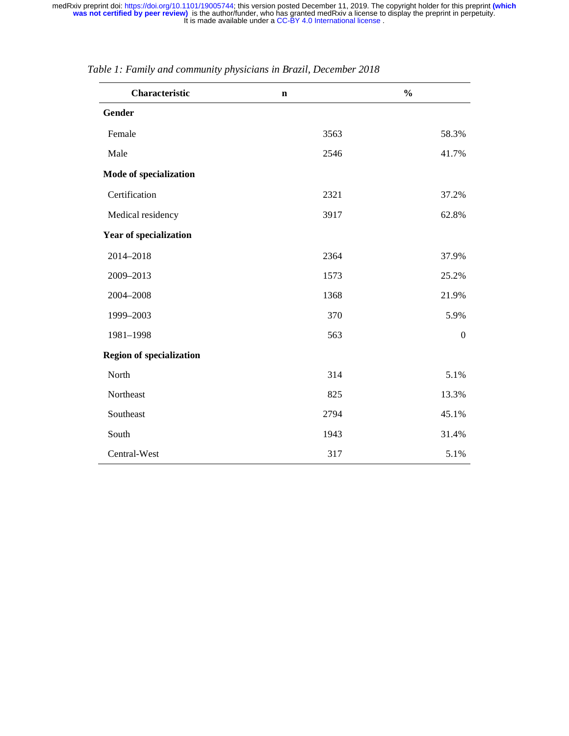*Table 1: Family and community physicians in Brazil, December 2018*

| Characteristic | n | % |
|---|---|---|
| **Gender** | | |
| Female | 3563 | 58.3% |
| Male | 2546 | 41.7% |
| **Mode of specialization** | | |
| Certification | 2321 | 37.2% |
| Medical residency | 3917 | 62.8% |
| **Year of specialization** | | |
| 2014–2018 | 2364 | 37.9% |
| 2009–2013 | 1573 | 25.2% |
| 2004–2008 | 1368 | 21.9% |
| 1999–2003 | 370 | 5.9% |
| 1981–1998 | 563 | 0 |
| **Region of specialization** | | |
| North | 314 | 5.1% |
| Northeast | 825 | 13.3% |
| Southeast | 2794 | 45.1% |
| South | 1943 | 31.4% |
| Central-West | 317 | 5.1% |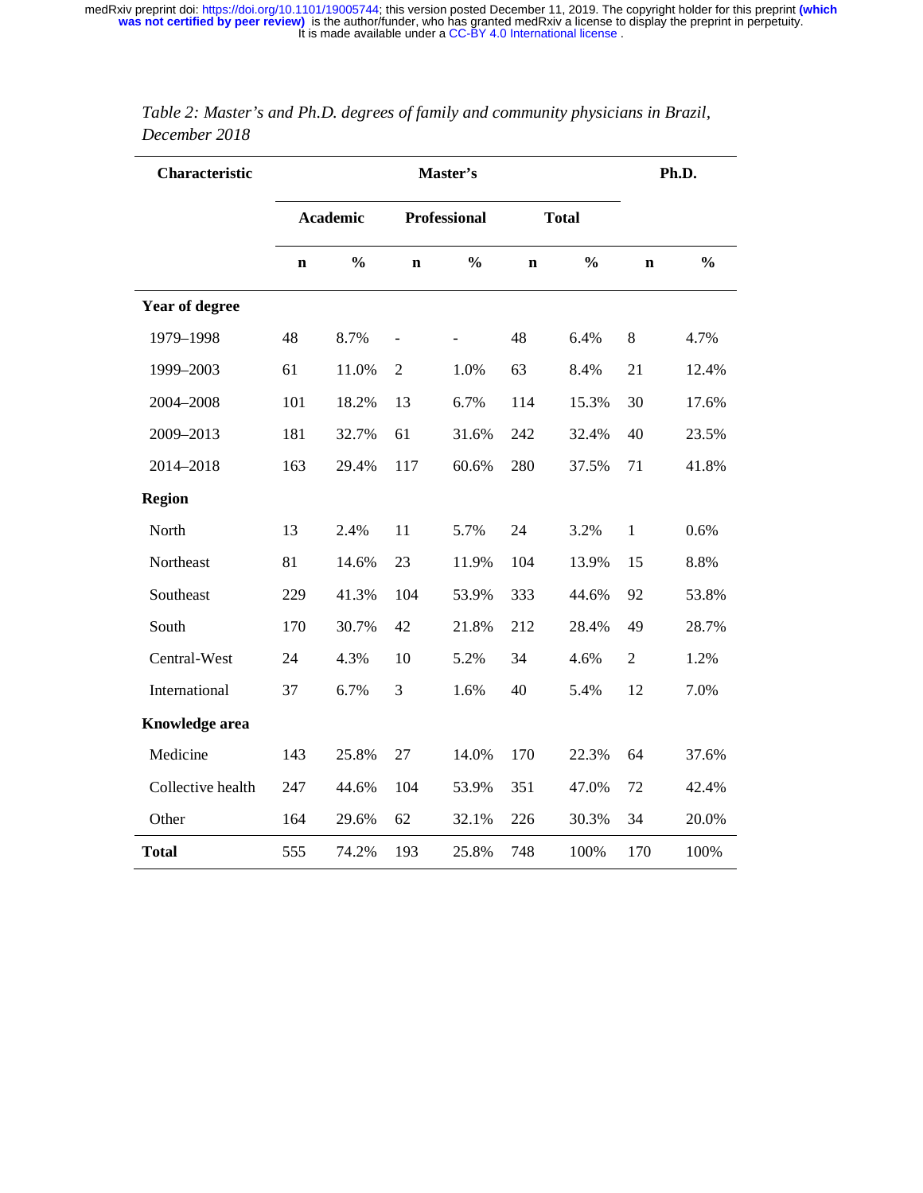*Table 2: Master's and Ph.D. degrees of family and community physicians in Brazil, December 2018*

| Characteristic | Master's | | | | | | Ph.D. | |
|---|---|---|---|---|---|---|---|---|
| | Academic | | Professional | | Total | | | |
| | n | % | n | % | n | % | n | % |
| **Year of degree** | | | | | | | | |
| 1979–1998 | 48 | 8.7% | - | - | 48 | 6.4% | 8 | 4.7% |
| 1999–2003 | 61 | 11.0% | 2 | 1.0% | 63 | 8.4% | 21 | 12.4% |
| 2004–2008 | 101 | 18.2% | 13 | 6.7% | 114 | 15.3% | 30 | 17.6% |
| 2009–2013 | 181 | 32.7% | 61 | 31.6% | 242 | 32.4% | 40 | 23.5% |
| 2014–2018 | 163 | 29.4% | 117 | 60.6% | 280 | 37.5% | 71 | 41.8% |
| **Region** | | | | | | | | |
| North | 13 | 2.4% | 11 | 5.7% | 24 | 3.2% | 1 | 0.6% |
| Northeast | 81 | 14.6% | 23 | 11.9% | 104 | 13.9% | 15 | 8.8% |
| Southeast | 229 | 41.3% | 104 | 53.9% | 333 | 44.6% | 92 | 53.8% |
| South | 170 | 30.7% | 42 | 21.8% | 212 | 28.4% | 49 | 28.7% |
| Central-West | 24 | 4.3% | 10 | 5.2% | 34 | 4.6% | 2 | 1.2% |
| International | 37 | 6.7% | 3 | 1.6% | 40 | 5.4% | 12 | 7.0% |
| **Knowledge area** | | | | | | | | |
| Medicine | 143 | 25.8% | 27 | 14.0% | 170 | 22.3% | 64 | 37.6% |
| Collective health | 247 | 44.6% | 104 | 53.9% | 351 | 47.0% | 72 | 42.4% |
| Other | 164 | 29.6% | 62 | 32.1% | 226 | 30.3% | 34 | 20.0% |
| **Total** | 555 | 74.2% | 193 | 25.8% | 748 | 100% | 170 | 100% |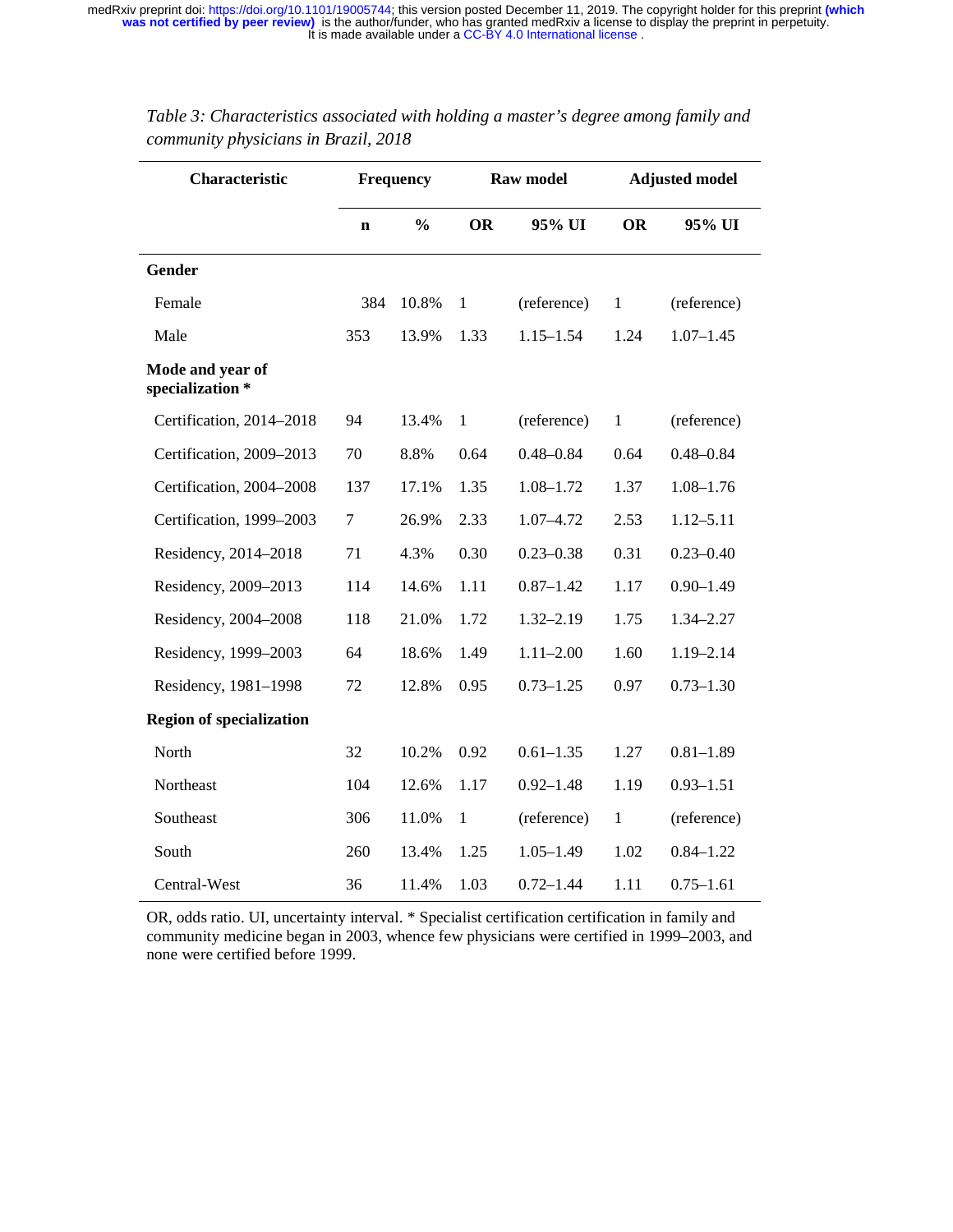*Table 3: Characteristics associated with holding a master's degree among family and community physicians in Brazil, 2018*

| Characteristic | Frequency | | Raw model | | Adjusted model | |
|---|---|---|---|---|---|---|
| | n | % | OR | 95% UI | OR | 95% UI |
| **Gender** | | | | | | |
| Female | 384 | 10.8% | 1 | (reference) | 1 | (reference) |
| Male | 353 | 13.9% | 1.33 | 1.15–1.54 | 1.24 | 1.07–1.45 |
| **Mode and year of specialization** * | | | | | | |
| Certification, 2014–2018 | 94 | 13.4% | 1 | (reference) | 1 | (reference) |
| Certification, 2009–2013 | 70 | 8.8% | 0.64 | 0.48–0.84 | 0.64 | 0.48–0.84 |
| Certification, 2004–2008 | 137 | 17.1% | 1.35 | 1.08–1.72 | 1.37 | 1.08–1.76 |
| Certification, 1999–2003 | 7 | 26.9% | 2.33 | 1.07–4.72 | 2.53 | 1.12–5.11 |
| Residency, 2014–2018 | 71 | 4.3% | 0.30 | 0.23–0.38 | 0.31 | 0.23–0.40 |
| Residency, 2009–2013 | 114 | 14.6% | 1.11 | 0.87–1.42 | 1.17 | 0.90–1.49 |
| Residency, 2004–2008 | 118 | 21.0% | 1.72 | 1.32–2.19 | 1.75 | 1.34–2.27 |
| Residency, 1999–2003 | 64 | 18.6% | 1.49 | 1.11–2.00 | 1.60 | 1.19–2.14 |
| Residency, 1981–1998 | 72 | 12.8% | 0.95 | 0.73–1.25 | 0.97 | 0.73–1.30 |
| **Region of specialization** | | | | | | |
| North | 32 | 10.2% | 0.92 | 0.61–1.35 | 1.27 | 0.81–1.89 |
| Northeast | 104 | 12.6% | 1.17 | 0.92–1.48 | 1.19 | 0.93–1.51 |
| Southeast | 306 | 11.0% | 1 | (reference) | 1 | (reference) |
| South | 260 | 13.4% | 1.25 | 1.05–1.49 | 1.02 | 0.84–1.22 |
| Central-West | 36 | 11.4% | 1.03 | 0.72–1.44 | 1.11 | 0.75–1.61 |

OR, odds ratio. UI, uncertainty interval. * Specialist certification certification in family and community medicine began in 2003, whence few physicians were certified in 1999–2003, and none were certified before 1999.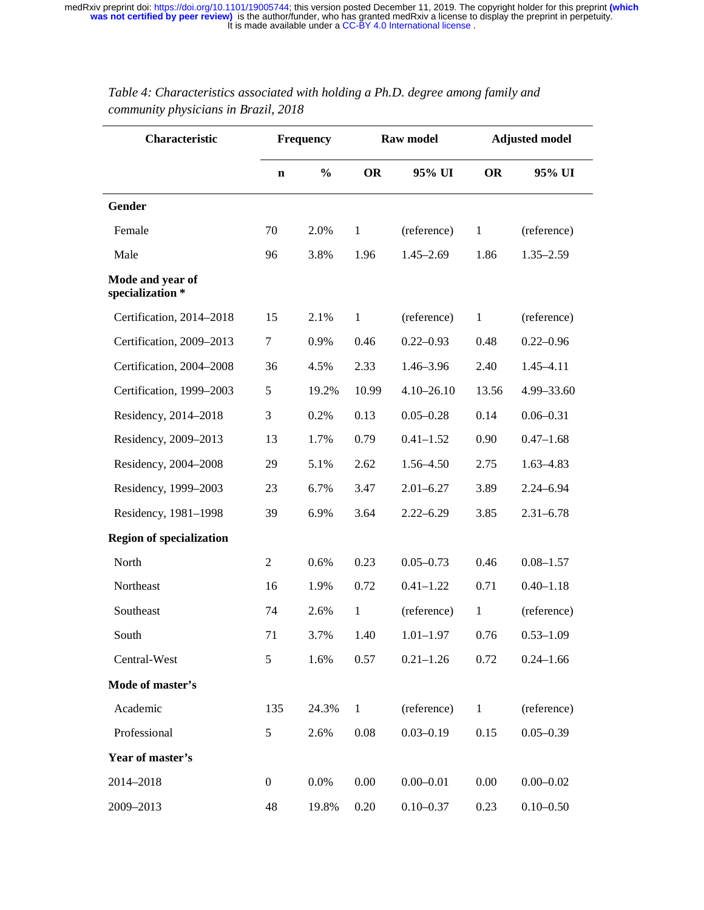*Table 4: Characteristics associated with holding a Ph.D. degree among family and community physicians in Brazil, 2018*

| Characteristic | Frequency | | Raw model | | Adjusted model | |
|---|---|---|---|---|---|---|
| | n | % | OR | 95% UI | OR | 95% UI |
| **Gender** | | | | | | |
| Female | 70 | 2.0% | 1 | (reference) | 1 | (reference) |
| Male | 96 | 3.8% | 1.96 | 1.45–2.69 | 1.86 | 1.35–2.59 |
| **Mode and year of specialization *** | | | | | | |
| Certification, 2014–2018 | 15 | 2.1% | 1 | (reference) | 1 | (reference) |
| Certification, 2009–2013 | 7 | 0.9% | 0.46 | 0.22–0.93 | 0.48 | 0.22–0.96 |
| Certification, 2004–2008 | 36 | 4.5% | 2.33 | 1.46–3.96 | 2.40 | 1.45–4.11 |
| Certification, 1999–2003 | 5 | 19.2% | 10.99 | 4.10–26.10 | 13.56 | 4.99–33.60 |
| Residency, 2014–2018 | 3 | 0.2% | 0.13 | 0.05–0.28 | 0.14 | 0.06–0.31 |
| Residency, 2009–2013 | 13 | 1.7% | 0.79 | 0.41–1.52 | 0.90 | 0.47–1.68 |
| Residency, 2004–2008 | 29 | 5.1% | 2.62 | 1.56–4.50 | 2.75 | 1.63–4.83 |
| Residency, 1999–2003 | 23 | 6.7% | 3.47 | 2.01–6.27 | 3.89 | 2.24–6.94 |
| Residency, 1981–1998 | 39 | 6.9% | 3.64 | 2.22–6.29 | 3.85 | 2.31–6.78 |
| **Region of specialization** | | | | | | |
| North | 2 | 0.6% | 0.23 | 0.05–0.73 | 0.46 | 0.08–1.57 |
| Northeast | 16 | 1.9% | 0.72 | 0.41–1.22 | 0.71 | 0.40–1.18 |
| Southeast | 74 | 2.6% | 1 | (reference) | 1 | (reference) |
| South | 71 | 3.7% | 1.40 | 1.01–1.97 | 0.76 | 0.53–1.09 |
| Central-West | 5 | 1.6% | 0.57 | 0.21–1.26 | 0.72 | 0.24–1.66 |
| **Mode of master's** | | | | | | |
| Academic | 135 | 24.3% | 1 | (reference) | 1 | (reference) |
| Professional | 5 | 2.6% | 0.08 | 0.03–0.19 | 0.15 | 0.05–0.39 |
| **Year of master's** | | | | | | |
| 2014–2018 | 0 | 0.0% | 0.00 | 0.00–0.01 | 0.00 | 0.00–0.02 |
| 2009–2013 | 48 | 19.8% | 0.20 | 0.10–0.37 | 0.23 | 0.10–0.50 |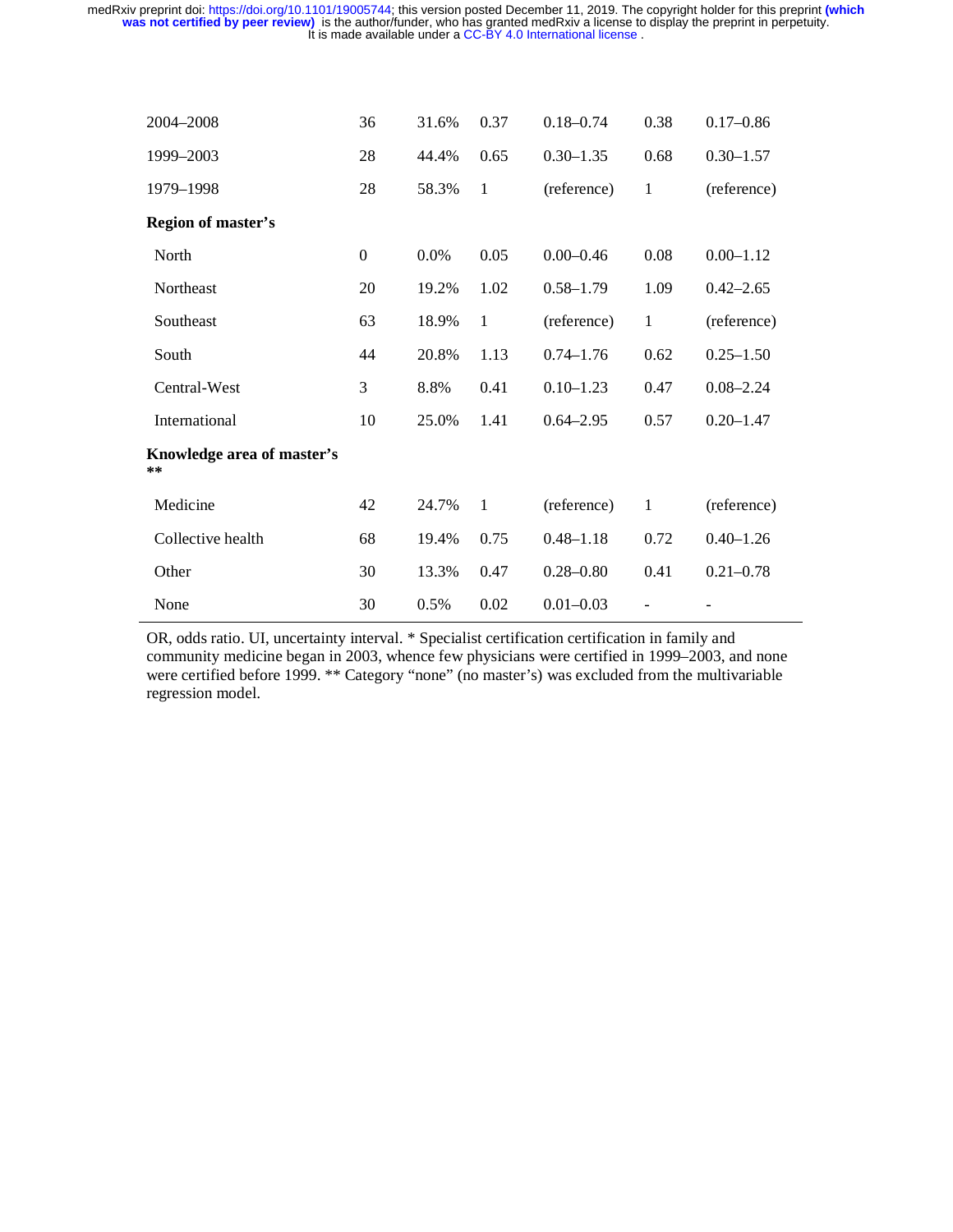| | | | | | | |
|---|---|---|---|---|---|---|
| 2004–2008 | 36 | 31.6% | 0.37 | 0.18–0.74 | 0.38 | 0.17–0.86 |
| 1999–2003 | 28 | 44.4% | 0.65 | 0.30–1.35 | 0.68 | 0.30–1.57 |
| 1979–1998 | 28 | 58.3% | 1 | (reference) | 1 | (reference) |
| **Region of master's** | | | | | | |
| North | 0 | 0.0% | 0.05 | 0.00–0.46 | 0.08 | 0.00–1.12 |
| Northeast | 20 | 19.2% | 1.02 | 0.58–1.79 | 1.09 | 0.42–2.65 |
| Southeast | 63 | 18.9% | 1 | (reference) | 1 | (reference) |
| South | 44 | 20.8% | 1.13 | 0.74–1.76 | 0.62 | 0.25–1.50 |
| Central-West | 3 | 8.8% | 0.41 | 0.10–1.23 | 0.47 | 0.08–2.24 |
| International | 10 | 25.0% | 1.41 | 0.64–2.95 | 0.57 | 0.20–1.47 |
| **Knowledge area of master's \*\*** | | | | | | |
| Medicine | 42 | 24.7% | 1 | (reference) | 1 | (reference) |
| Collective health | 68 | 19.4% | 0.75 | 0.48–1.18 | 0.72 | 0.40–1.26 |
| Other | 30 | 13.3% | 0.47 | 0.28–0.80 | 0.41 | 0.21–0.78 |
| None | 30 | 0.5% | 0.02 | 0.01–0.03 | - | - |

OR, odds ratio. UI, uncertainty interval. * Specialist certification certification in family and community medicine began in 2003, whence few physicians were certified in 1999–2003, and none were certified before 1999. ** Category "none" (no master's) was excluded from the multivariable regression model.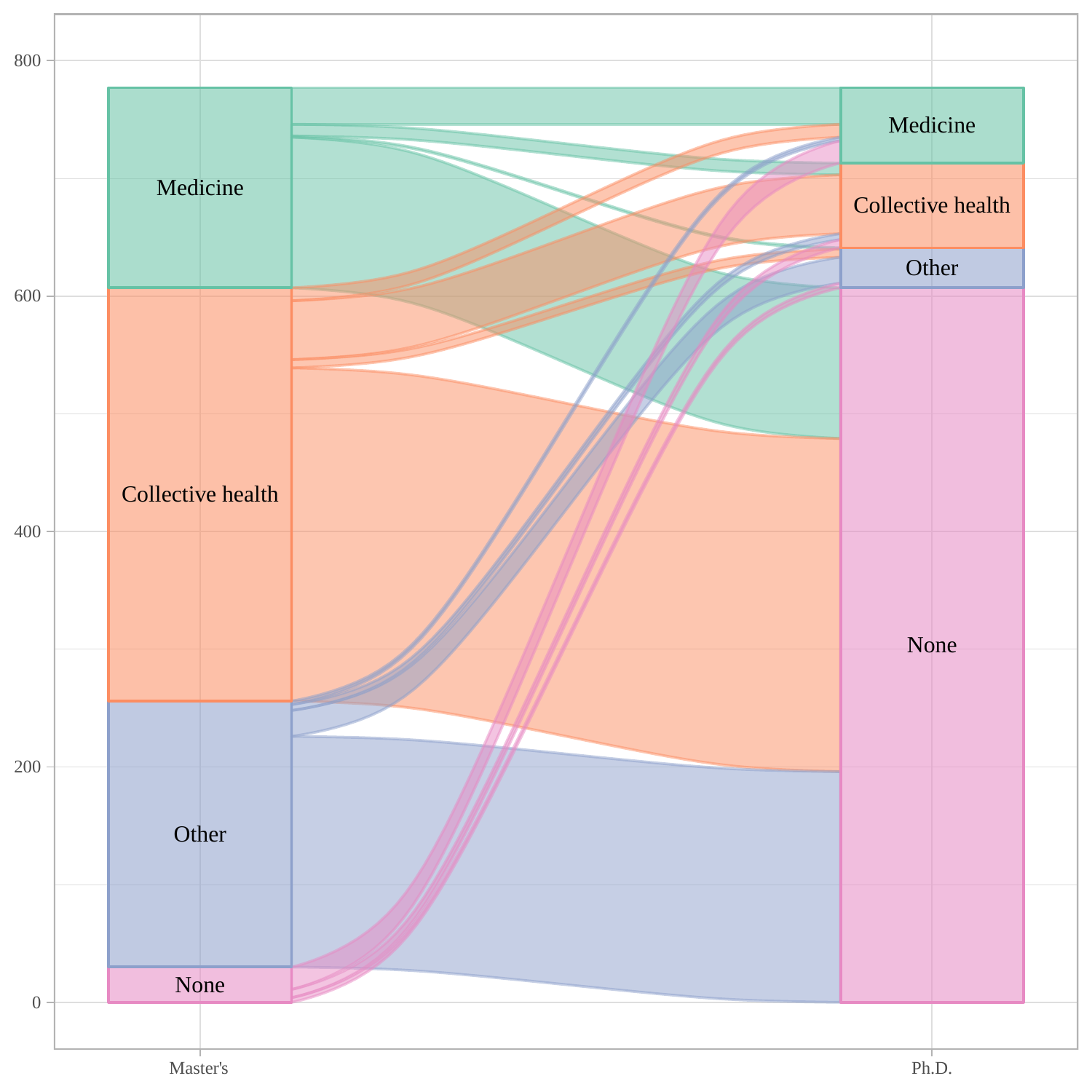800

600

400

200

0

Medicine

Collective health

Other

None

Medicine

Collective health

Other

None

Master's

Ph.D.